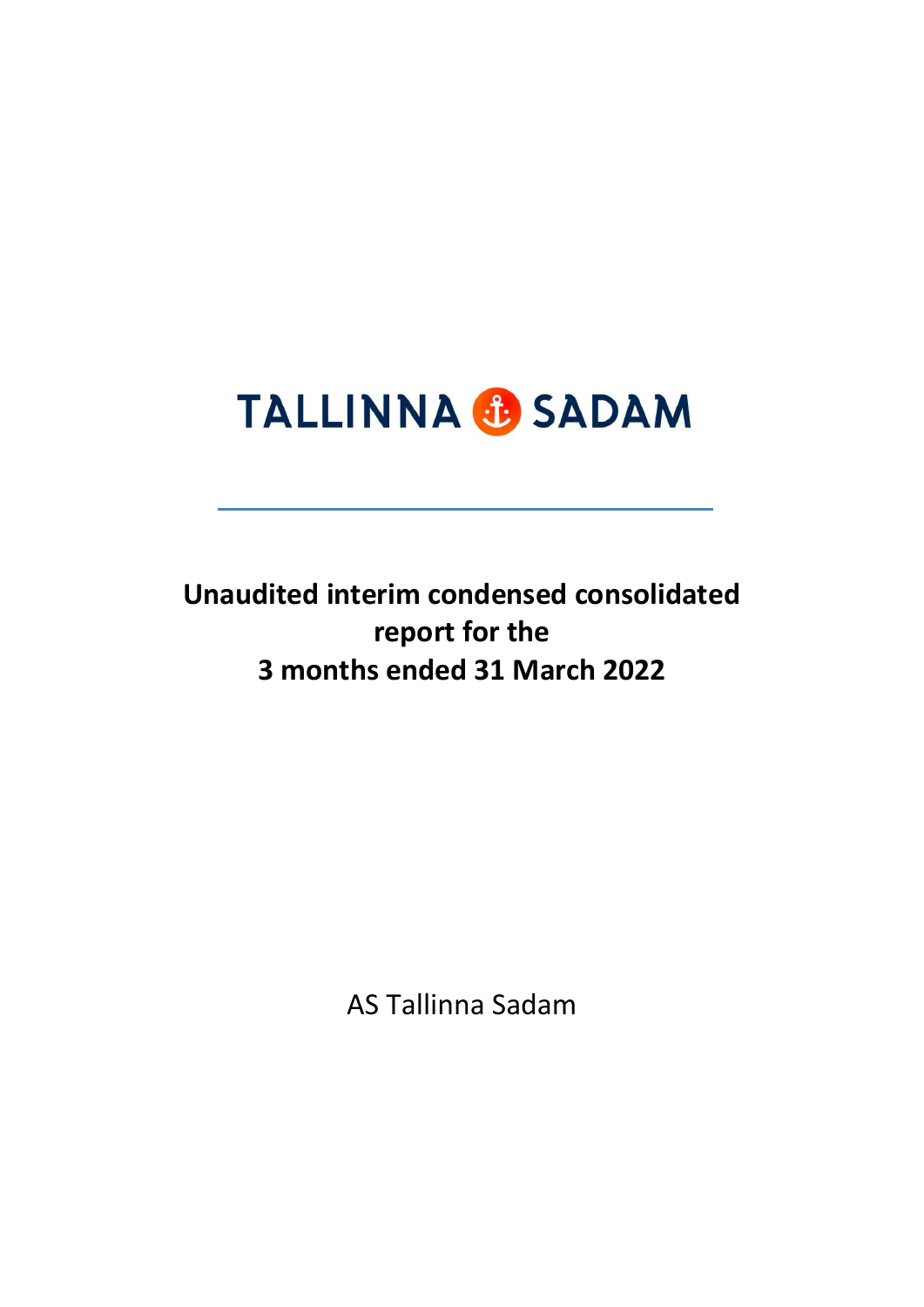TALLINNA SADAM

# Unaudited interim condensed consolidated report for the 3 months ended 31 March 2022

AS Tallinna Sadam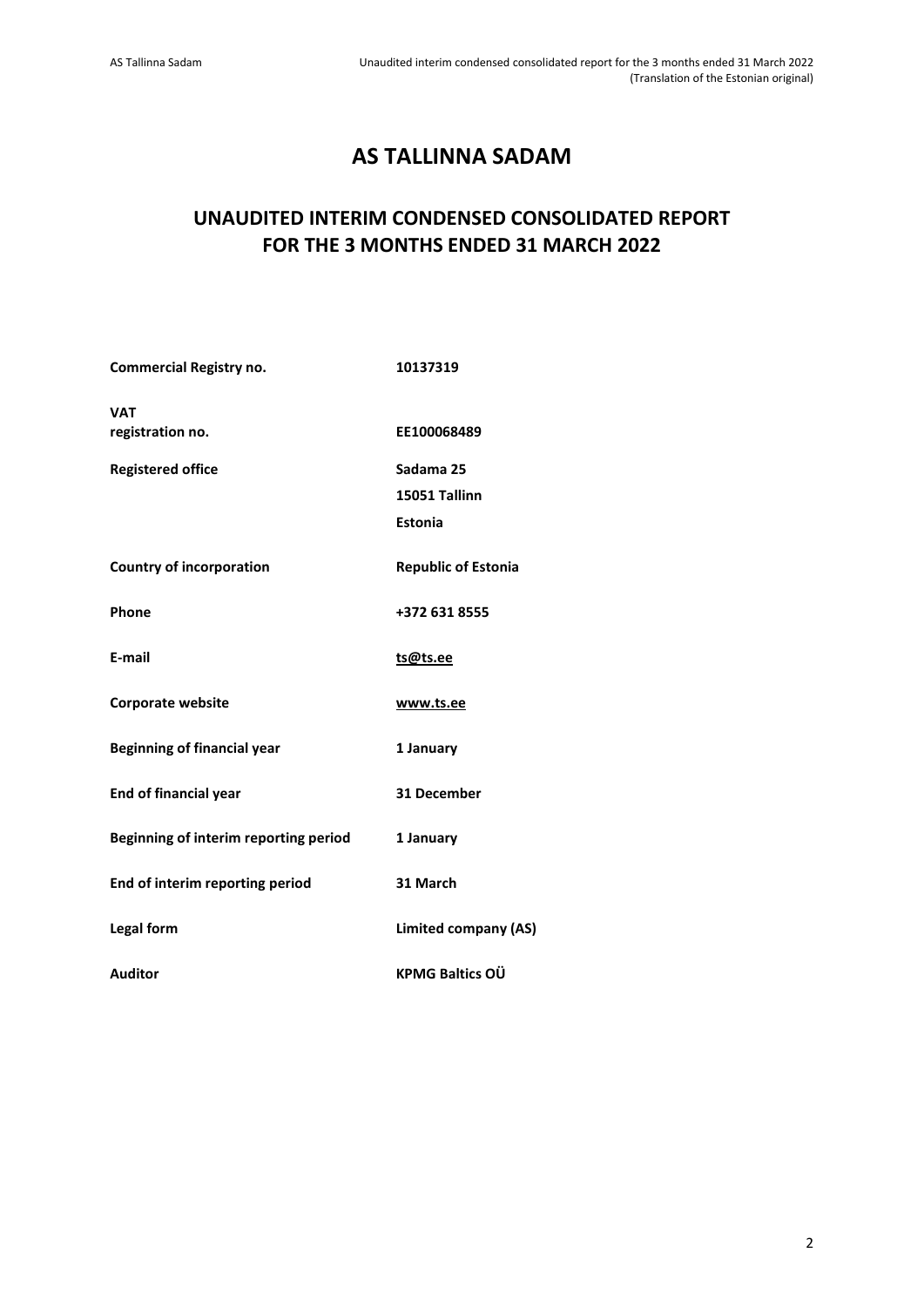# AS TALLINNA SADAM

## UNAUDITED INTERIM CONDENSED CONSOLIDATED REPORT FOR THE 3 MONTHS ENDED 31 MARCH 2022

| | |
|---|---|
| **Commercial Registry no.** | **10137319** |
| **VAT registration no.** | **EE100068489** |
| **Registered office** | **Sadama 25**<br>**15051 Tallinn**<br>**Estonia** |
| **Country of incorporation** | **Republic of Estonia** |
| **Phone** | **+372 631 8555** |
| **E-mail** | **ts@ts.ee** |
| **Corporate website** | **www.ts.ee** |
| **Beginning of financial year** | **1 January** |
| **End of financial year** | **31 December** |
| **Beginning of interim reporting period** | **1 January** |
| **End of interim reporting period** | **31 March** |
| **Legal form** | **Limited company (AS)** |
| **Auditor** | **KPMG Baltics OÜ** |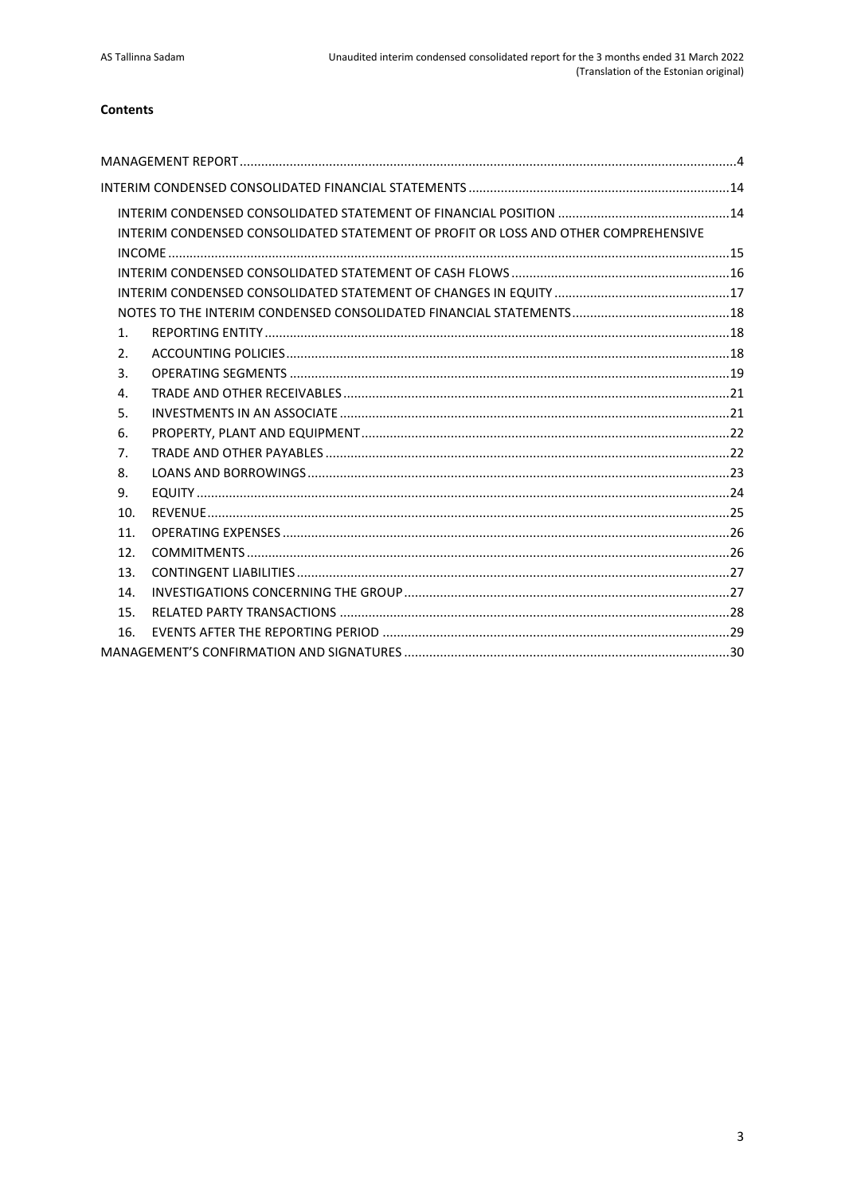**Contents**

| | |
|---|---|
| MANAGEMENT REPORT | 4 |
| INTERIM CONDENSED CONSOLIDATED FINANCIAL STATEMENTS | 14 |
| INTERIM CONDENSED CONSOLIDATED STATEMENT OF FINANCIAL POSITION | 14 |
| INTERIM CONDENSED CONSOLIDATED STATEMENT OF PROFIT OR LOSS AND OTHER COMPREHENSIVE INCOME | 15 |
| INTERIM CONDENSED CONSOLIDATED STATEMENT OF CASH FLOWS | 16 |
| INTERIM CONDENSED CONSOLIDATED STATEMENT OF CHANGES IN EQUITY | 17 |
| NOTES TO THE INTERIM CONDENSED CONSOLIDATED FINANCIAL STATEMENTS | 18 |
| 1. REPORTING ENTITY | 18 |
| 2. ACCOUNTING POLICIES | 18 |
| 3. OPERATING SEGMENTS | 19 |
| 4. TRADE AND OTHER RECEIVABLES | 21 |
| 5. INVESTMENTS IN AN ASSOCIATE | 21 |
| 6. PROPERTY, PLANT AND EQUIPMENT | 22 |
| 7. TRADE AND OTHER PAYABLES | 22 |
| 8. LOANS AND BORROWINGS | 23 |
| 9. EQUITY | 24 |
| 10. REVENUE | 25 |
| 11. OPERATING EXPENSES | 26 |
| 12. COMMITMENTS | 26 |
| 13. CONTINGENT LIABILITIES | 27 |
| 14. INVESTIGATIONS CONCERNING THE GROUP | 27 |
| 15. RELATED PARTY TRANSACTIONS | 28 |
| 16. EVENTS AFTER THE REPORTING PERIOD | 29 |
| MANAGEMENT'S CONFIRMATION AND SIGNATURES | 30 |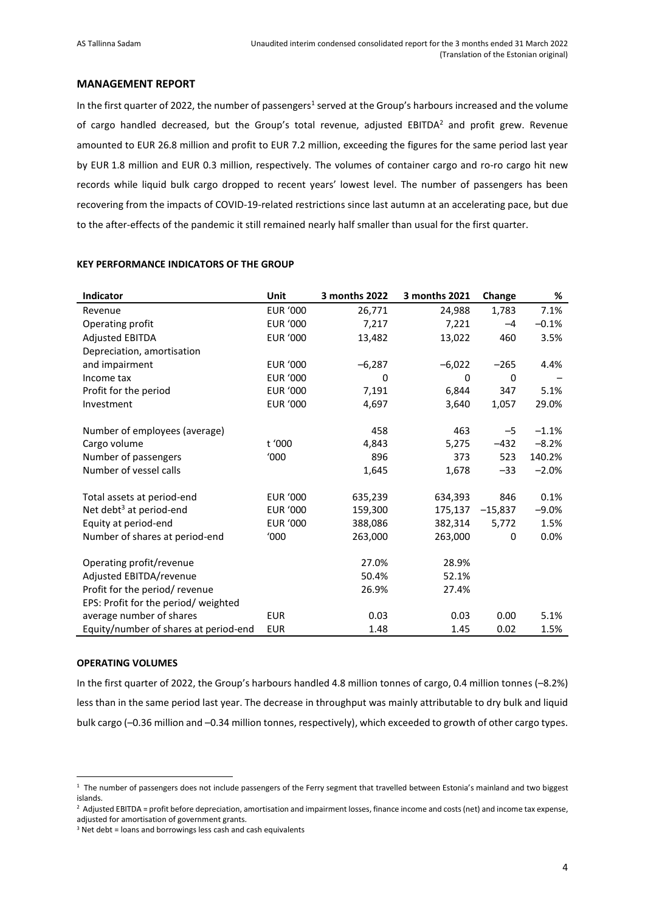## MANAGEMENT REPORT

In the first quarter of 2022, the number of passengers[1] served at the Group's harbours increased and the volume of cargo handled decreased, but the Group's total revenue, adjusted EBITDA[2] and profit grew. Revenue amounted to EUR 26.8 million and profit to EUR 7.2 million, exceeding the figures for the same period last year by EUR 1.8 million and EUR 0.3 million, respectively. The volumes of container cargo and ro-ro cargo hit new records while liquid bulk cargo dropped to recent years' lowest level. The number of passengers has been recovering from the impacts of COVID-19-related restrictions since last autumn at an accelerating pace, but due to the after-effects of the pandemic it still remained nearly half smaller than usual for the first quarter.

### KEY PERFORMANCE INDICATORS OF THE GROUP

| Indicator | Unit | 3 months 2022 | 3 months 2021 | Change | % |
|---|---|---|---|---|---|
| Revenue | EUR '000 | 26,771 | 24,988 | 1,783 | 7.1% |
| Operating profit | EUR '000 | 7,217 | 7,221 | –4 | –0.1% |
| Adjusted EBITDA | EUR '000 | 13,482 | 13,022 | 460 | 3.5% |
| Depreciation, amortisation and impairment | EUR '000 | –6,287 | –6,022 | –265 | 4.4% |
| Income tax | EUR '000 | 0 | 0 | 0 | – |
| Profit for the period | EUR '000 | 7,191 | 6,844 | 347 | 5.1% |
| Investment | EUR '000 | 4,697 | 3,640 | 1,057 | 29.0% |
| | | | | | |
| Number of employees (average) | | 458 | 463 | –5 | –1.1% |
| Cargo volume | t '000 | 4,843 | 5,275 | –432 | –8.2% |
| Number of passengers | '000 | 896 | 373 | 523 | 140.2% |
| Number of vessel calls | | 1,645 | 1,678 | –33 | –2.0% |
| | | | | | |
| Total assets at period-end | EUR '000 | 635,239 | 634,393 | 846 | 0.1% |
| Net debt[3] at period-end | EUR '000 | 159,300 | 175,137 | –15,837 | –9.0% |
| Equity at period-end | EUR '000 | 388,086 | 382,314 | 5,772 | 1.5% |
| Number of shares at period-end | '000 | 263,000 | 263,000 | 0 | 0.0% |
| | | | | | |
| Operating profit/revenue | | 27.0% | 28.9% | | |
| Adjusted EBITDA/revenue | | 50.4% | 52.1% | | |
| Profit for the period/ revenue | | 26.9% | 27.4% | | |
| EPS: Profit for the period/ weighted average number of shares | EUR | 0.03 | 0.03 | 0.00 | 5.1% |
| Equity/number of shares at period-end | EUR | 1.48 | 1.45 | 0.02 | 1.5% |

### OPERATING VOLUMES

In the first quarter of 2022, the Group's harbours handled 4.8 million tonnes of cargo, 0.4 million tonnes (–8.2%) less than in the same period last year. The decrease in throughput was mainly attributable to dry bulk and liquid bulk cargo (–0.36 million and –0.34 million tonnes, respectively), which exceeded to growth of other cargo types.

---

[1] The number of passengers does not include passengers of the Ferry segment that travelled between Estonia's mainland and two biggest islands.

[2] Adjusted EBITDA = profit before depreciation, amortisation and impairment losses, finance income and costs (net) and income tax expense, adjusted for amortisation of government grants.

[3] Net debt = loans and borrowings less cash and cash equivalents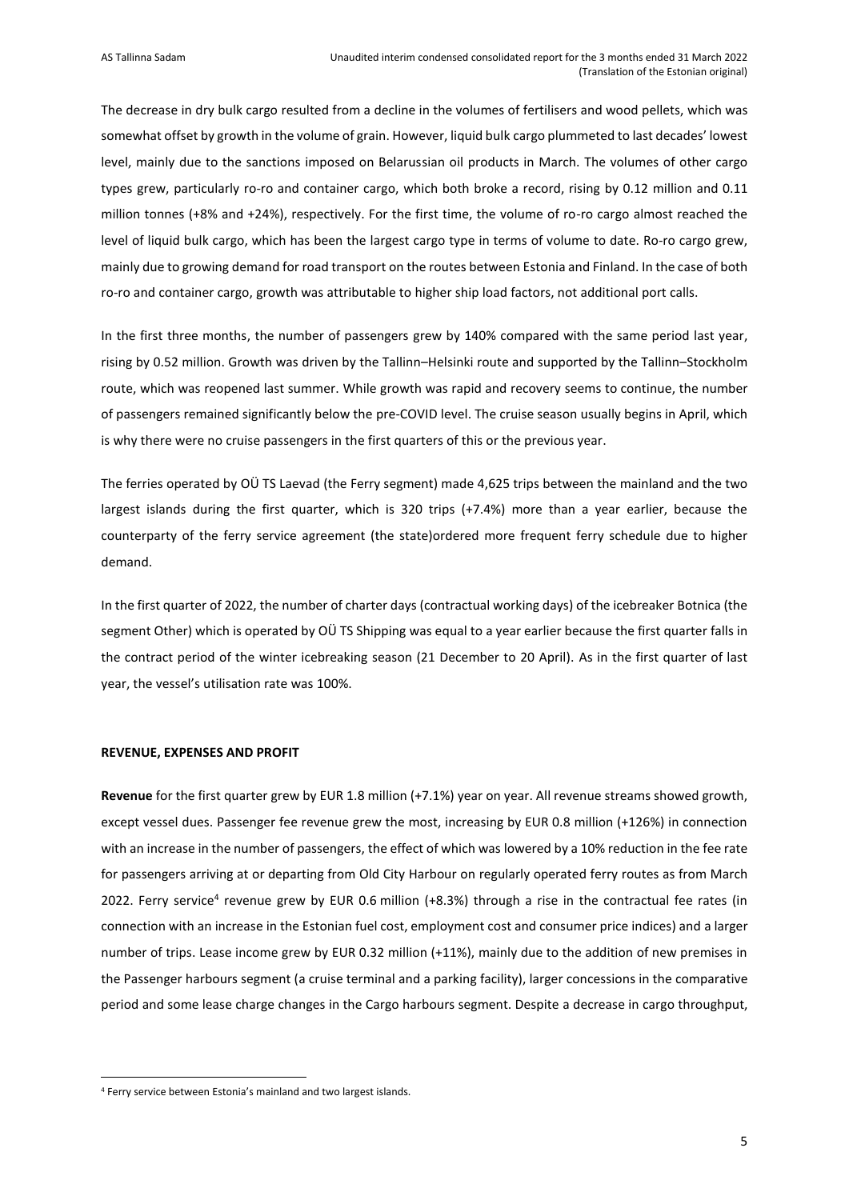The decrease in dry bulk cargo resulted from a decline in the volumes of fertilisers and wood pellets, which was somewhat offset by growth in the volume of grain. However, liquid bulk cargo plummeted to last decades' lowest level, mainly due to the sanctions imposed on Belarussian oil products in March. The volumes of other cargo types grew, particularly ro-ro and container cargo, which both broke a record, rising by 0.12 million and 0.11 million tonnes (+8% and +24%), respectively. For the first time, the volume of ro-ro cargo almost reached the level of liquid bulk cargo, which has been the largest cargo type in terms of volume to date. Ro-ro cargo grew, mainly due to growing demand for road transport on the routes between Estonia and Finland. In the case of both ro-ro and container cargo, growth was attributable to higher ship load factors, not additional port calls.

In the first three months, the number of passengers grew by 140% compared with the same period last year, rising by 0.52 million. Growth was driven by the Tallinn–Helsinki route and supported by the Tallinn–Stockholm route, which was reopened last summer. While growth was rapid and recovery seems to continue, the number of passengers remained significantly below the pre-COVID level. The cruise season usually begins in April, which is why there were no cruise passengers in the first quarters of this or the previous year.

The ferries operated by OÜ TS Laevad (the Ferry segment) made 4,625 trips between the mainland and the two largest islands during the first quarter, which is 320 trips (+7.4%) more than a year earlier, because the counterparty of the ferry service agreement (the state)ordered more frequent ferry schedule due to higher demand.

In the first quarter of 2022, the number of charter days (contractual working days) of the icebreaker Botnica (the segment Other) which is operated by OÜ TS Shipping was equal to a year earlier because the first quarter falls in the contract period of the winter icebreaking season (21 December to 20 April). As in the first quarter of last year, the vessel's utilisation rate was 100%.

**REVENUE, EXPENSES AND PROFIT**

**Revenue** for the first quarter grew by EUR 1.8 million (+7.1%) year on year. All revenue streams showed growth, except vessel dues. Passenger fee revenue grew the most, increasing by EUR 0.8 million (+126%) in connection with an increase in the number of passengers, the effect of which was lowered by a 10% reduction in the fee rate for passengers arriving at or departing from Old City Harbour on regularly operated ferry routes as from March 2022. Ferry service[4] revenue grew by EUR 0.6 million (+8.3%) through a rise in the contractual fee rates (in connection with an increase in the Estonian fuel cost, employment cost and consumer price indices) and a larger number of trips. Lease income grew by EUR 0.32 million (+11%), mainly due to the addition of new premises in the Passenger harbours segment (a cruise terminal and a parking facility), larger concessions in the comparative period and some lease charge changes in the Cargo harbours segment. Despite a decrease in cargo throughput,

[4] Ferry service between Estonia's mainland and two largest islands.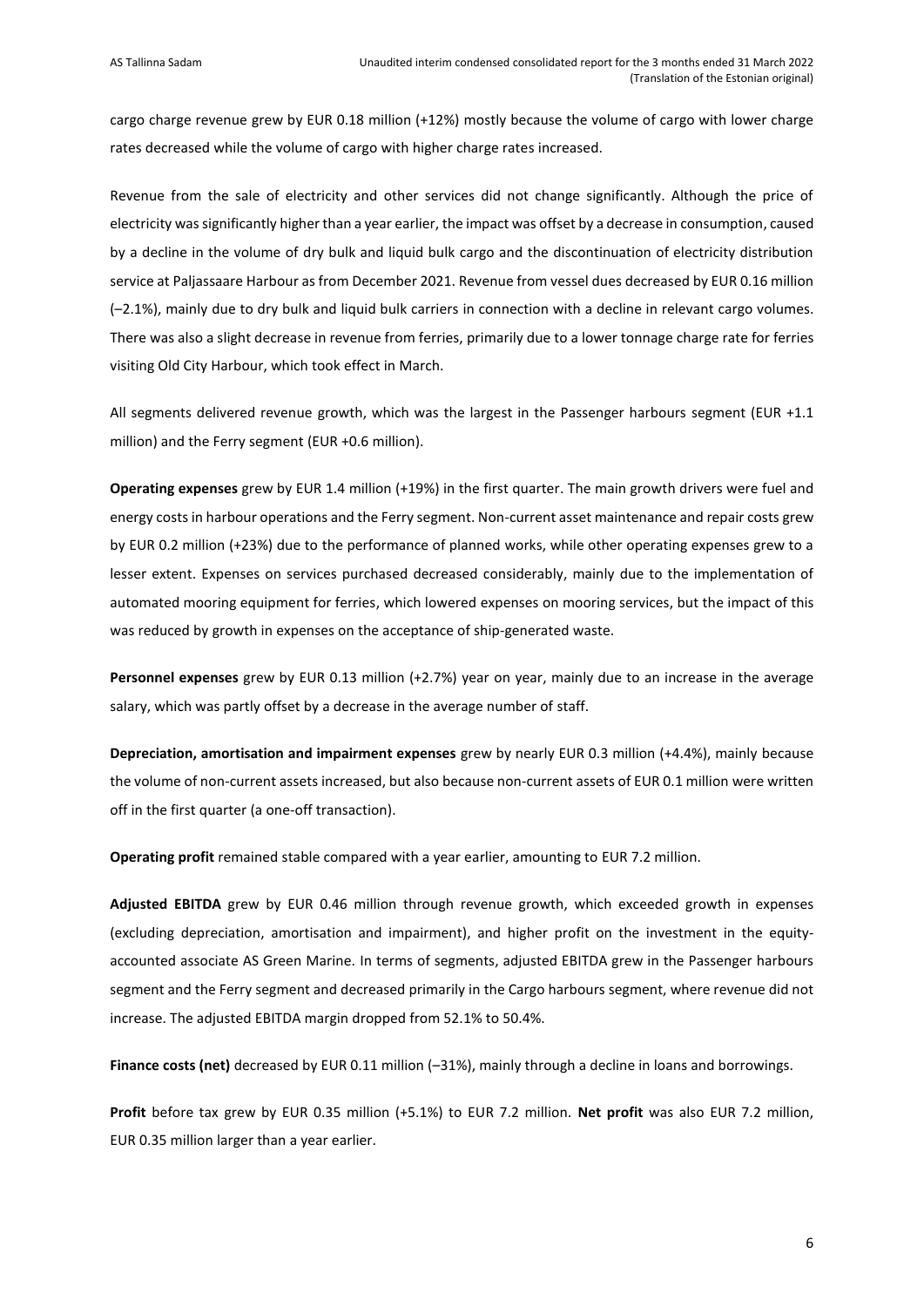cargo charge revenue grew by EUR 0.18 million (+12%) mostly because the volume of cargo with lower charge rates decreased while the volume of cargo with higher charge rates increased.

Revenue from the sale of electricity and other services did not change significantly. Although the price of electricity was significantly higher than a year earlier, the impact was offset by a decrease in consumption, caused by a decline in the volume of dry bulk and liquid bulk cargo and the discontinuation of electricity distribution service at Paljassaare Harbour as from December 2021. Revenue from vessel dues decreased by EUR 0.16 million (–2.1%), mainly due to dry bulk and liquid bulk carriers in connection with a decline in relevant cargo volumes. There was also a slight decrease in revenue from ferries, primarily due to a lower tonnage charge rate for ferries visiting Old City Harbour, which took effect in March.

All segments delivered revenue growth, which was the largest in the Passenger harbours segment (EUR +1.1 million) and the Ferry segment (EUR +0.6 million).

**Operating expenses** grew by EUR 1.4 million (+19%) in the first quarter. The main growth drivers were fuel and energy costs in harbour operations and the Ferry segment. Non-current asset maintenance and repair costs grew by EUR 0.2 million (+23%) due to the performance of planned works, while other operating expenses grew to a lesser extent. Expenses on services purchased decreased considerably, mainly due to the implementation of automated mooring equipment for ferries, which lowered expenses on mooring services, but the impact of this was reduced by growth in expenses on the acceptance of ship-generated waste.

**Personnel expenses** grew by EUR 0.13 million (+2.7%) year on year, mainly due to an increase in the average salary, which was partly offset by a decrease in the average number of staff.

**Depreciation, amortisation and impairment expenses** grew by nearly EUR 0.3 million (+4.4%), mainly because the volume of non-current assets increased, but also because non-current assets of EUR 0.1 million were written off in the first quarter (a one-off transaction).

**Operating profit** remained stable compared with a year earlier, amounting to EUR 7.2 million.

**Adjusted EBITDA** grew by EUR 0.46 million through revenue growth, which exceeded growth in expenses (excluding depreciation, amortisation and impairment), and higher profit on the investment in the equity-accounted associate AS Green Marine. In terms of segments, adjusted EBITDA grew in the Passenger harbours segment and the Ferry segment and decreased primarily in the Cargo harbours segment, where revenue did not increase. The adjusted EBITDA margin dropped from 52.1% to 50.4%.

**Finance costs (net)** decreased by EUR 0.11 million (–31%), mainly through a decline in loans and borrowings.

**Profit** before tax grew by EUR 0.35 million (+5.1%) to EUR 7.2 million. **Net profit** was also EUR 7.2 million, EUR 0.35 million larger than a year earlier.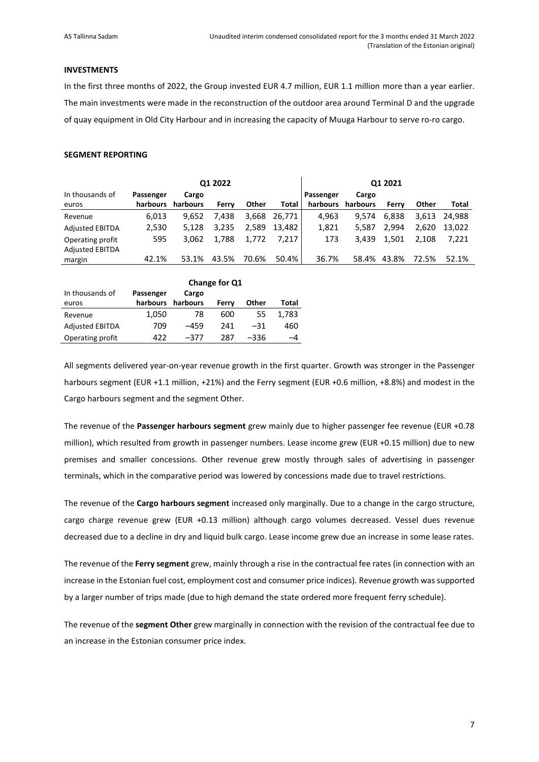**INVESTMENTS**

In the first three months of 2022, the Group invested EUR 4.7 million, EUR 1.1 million more than a year earlier. The main investments were made in the reconstruction of the outdoor area around Terminal D and the upgrade of quay equipment in Old City Harbour and in increasing the capacity of Muuga Harbour to serve ro-ro cargo.

**SEGMENT REPORTING**

| In thousands of euros | Q1 2022 | | | | | Q1 2021 | | | | |
|---|---|---|---|---|---|---|---|---|---|---|
| | Passenger harbours | Cargo harbours | Ferry | Other | Total | Passenger harbours | Cargo harbours | Ferry | Other | Total |
| Revenue | 6,013 | 9,652 | 7,438 | 3,668 | 26,771 | 4,963 | 9,574 | 6,838 | 3,613 | 24,988 |
| Adjusted EBITDA | 2,530 | 5,128 | 3,235 | 2,589 | 13,482 | 1,821 | 5,587 | 2,994 | 2,620 | 13,022 |
| Operating profit | 595 | 3,062 | 1,788 | 1,772 | 7,217 | 173 | 3,439 | 1,501 | 2,108 | 7,221 |
| Adjusted EBITDA margin | 42.1% | 53.1% | 43.5% | 70.6% | 50.4% | 36.7% | 58.4% | 43.8% | 72.5% | 52.1% |

| In thousands of euros | Change for Q1 | | | | |
|---|---|---|---|---|---|
| | Passenger harbours | Cargo harbours | Ferry | Other | Total |
| Revenue | 1,050 | 78 | 600 | 55 | 1,783 |
| Adjusted EBITDA | 709 | –459 | 241 | –31 | 460 |
| Operating profit | 422 | –377 | 287 | –336 | –4 |

All segments delivered year-on-year revenue growth in the first quarter. Growth was stronger in the Passenger harbours segment (EUR +1.1 million, +21%) and the Ferry segment (EUR +0.6 million, +8.8%) and modest in the Cargo harbours segment and the segment Other.

The revenue of the **Passenger harbours segment** grew mainly due to higher passenger fee revenue (EUR +0.78 million), which resulted from growth in passenger numbers. Lease income grew (EUR +0.15 million) due to new premises and smaller concessions. Other revenue grew mostly through sales of advertising in passenger terminals, which in the comparative period was lowered by concessions made due to travel restrictions.

The revenue of the **Cargo harbours segment** increased only marginally. Due to a change in the cargo structure, cargo charge revenue grew (EUR +0.13 million) although cargo volumes decreased. Vessel dues revenue decreased due to a decline in dry and liquid bulk cargo. Lease income grew due an increase in some lease rates.

The revenue of the **Ferry segment** grew, mainly through a rise in the contractual fee rates (in connection with an increase in the Estonian fuel cost, employment cost and consumer price indices). Revenue growth was supported by a larger number of trips made (due to high demand the state ordered more frequent ferry schedule).

The revenue of the **segment Other** grew marginally in connection with the revision of the contractual fee due to an increase in the Estonian consumer price index.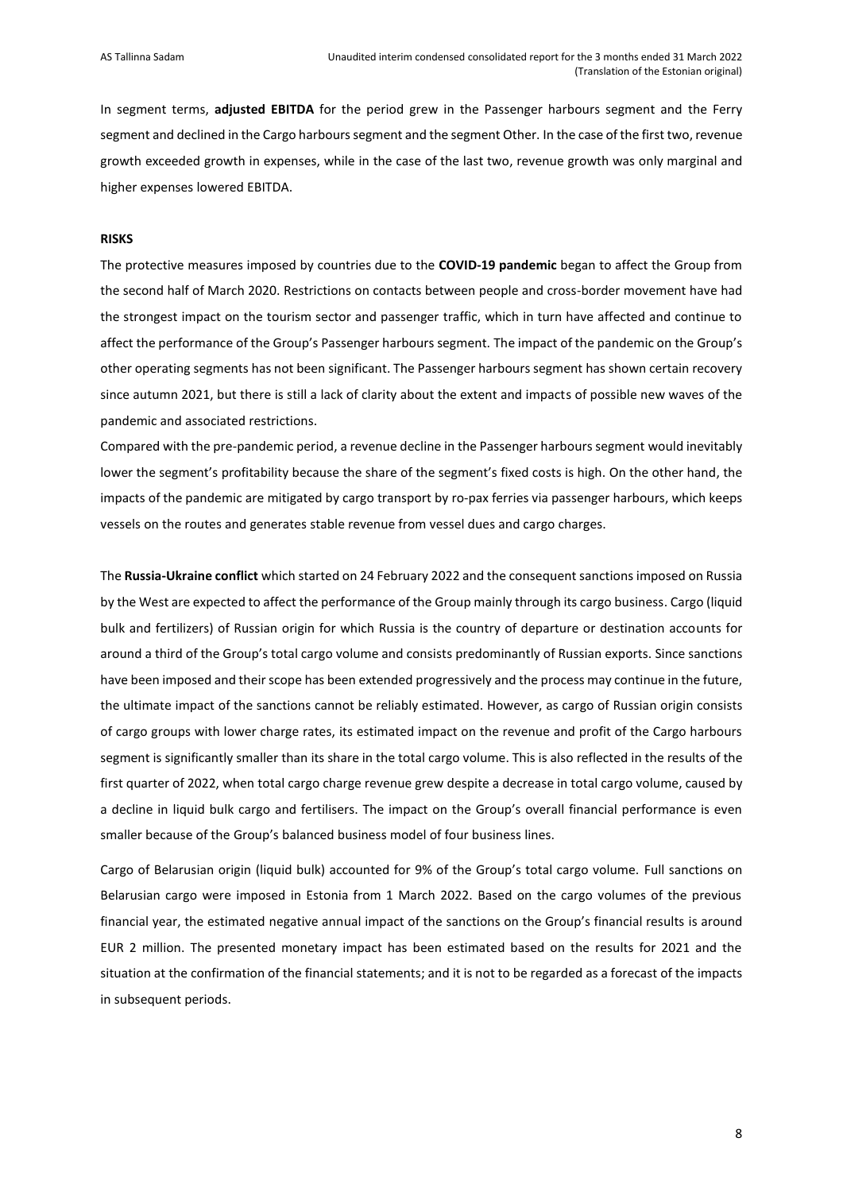In segment terms, **adjusted EBITDA** for the period grew in the Passenger harbours segment and the Ferry segment and declined in the Cargo harbours segment and the segment Other. In the case of the first two, revenue growth exceeded growth in expenses, while in the case of the last two, revenue growth was only marginal and higher expenses lowered EBITDA.

**RISKS**

The protective measures imposed by countries due to the **COVID-19 pandemic** began to affect the Group from the second half of March 2020. Restrictions on contacts between people and cross-border movement have had the strongest impact on the tourism sector and passenger traffic, which in turn have affected and continue to affect the performance of the Group's Passenger harbours segment. The impact of the pandemic on the Group's other operating segments has not been significant. The Passenger harbours segment has shown certain recovery since autumn 2021, but there is still a lack of clarity about the extent and impacts of possible new waves of the pandemic and associated restrictions.

Compared with the pre-pandemic period, a revenue decline in the Passenger harbours segment would inevitably lower the segment's profitability because the share of the segment's fixed costs is high. On the other hand, the impacts of the pandemic are mitigated by cargo transport by ro-pax ferries via passenger harbours, which keeps vessels on the routes and generates stable revenue from vessel dues and cargo charges.

The **Russia-Ukraine conflict** which started on 24 February 2022 and the consequent sanctions imposed on Russia by the West are expected to affect the performance of the Group mainly through its cargo business. Cargo (liquid bulk and fertilizers) of Russian origin for which Russia is the country of departure or destination accounts for around a third of the Group's total cargo volume and consists predominantly of Russian exports. Since sanctions have been imposed and their scope has been extended progressively and the process may continue in the future, the ultimate impact of the sanctions cannot be reliably estimated. However, as cargo of Russian origin consists of cargo groups with lower charge rates, its estimated impact on the revenue and profit of the Cargo harbours segment is significantly smaller than its share in the total cargo volume. This is also reflected in the results of the first quarter of 2022, when total cargo charge revenue grew despite a decrease in total cargo volume, caused by a decline in liquid bulk cargo and fertilisers. The impact on the Group's overall financial performance is even smaller because of the Group's balanced business model of four business lines.

Cargo of Belarusian origin (liquid bulk) accounted for 9% of the Group's total cargo volume. Full sanctions on Belarusian cargo were imposed in Estonia from 1 March 2022. Based on the cargo volumes of the previous financial year, the estimated negative annual impact of the sanctions on the Group's financial results is around EUR 2 million. The presented monetary impact has been estimated based on the results for 2021 and the situation at the confirmation of the financial statements; and it is not to be regarded as a forecast of the impacts in subsequent periods.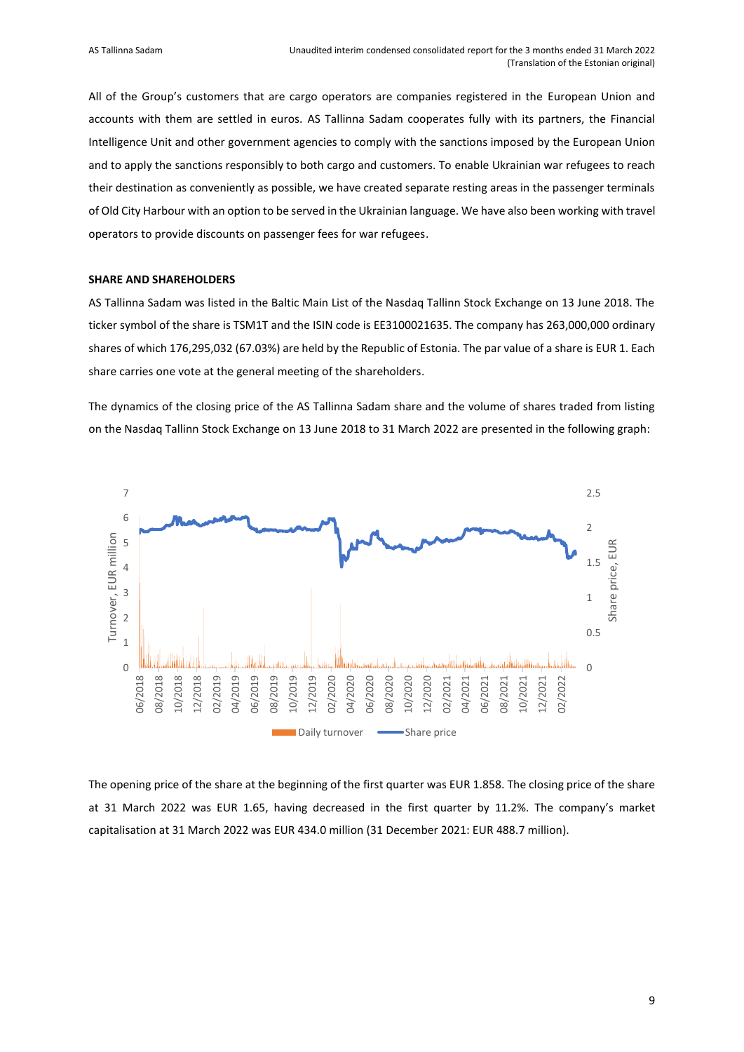All of the Group's customers that are cargo operators are companies registered in the European Union and accounts with them are settled in euros. AS Tallinna Sadam cooperates fully with its partners, the Financial Intelligence Unit and other government agencies to comply with the sanctions imposed by the European Union and to apply the sanctions responsibly to both cargo and customers. To enable Ukrainian war refugees to reach their destination as conveniently as possible, we have created separate resting areas in the passenger terminals of Old City Harbour with an option to be served in the Ukrainian language. We have also been working with travel operators to provide discounts on passenger fees for war refugees.

**SHARE AND SHAREHOLDERS**

AS Tallinna Sadam was listed in the Baltic Main List of the Nasdaq Tallinn Stock Exchange on 13 June 2018. The ticker symbol of the share is TSM1T and the ISIN code is EE3100021635. The company has 263,000,000 ordinary shares of which 176,295,032 (67.03%) are held by the Republic of Estonia. The par value of a share is EUR 1. Each share carries one vote at the general meeting of the shareholders.

The dynamics of the closing price of the AS Tallinna Sadam share and the volume of shares traded from listing on the Nasdaq Tallinn Stock Exchange on 13 June 2018 to 31 March 2022 are presented in the following graph:

The opening price of the share at the beginning of the first quarter was EUR 1.858. The closing price of the share at 31 March 2022 was EUR 1.65, having decreased in the first quarter by 11.2%. The company's market capitalisation at 31 March 2022 was EUR 434.0 million (31 December 2021: EUR 488.7 million).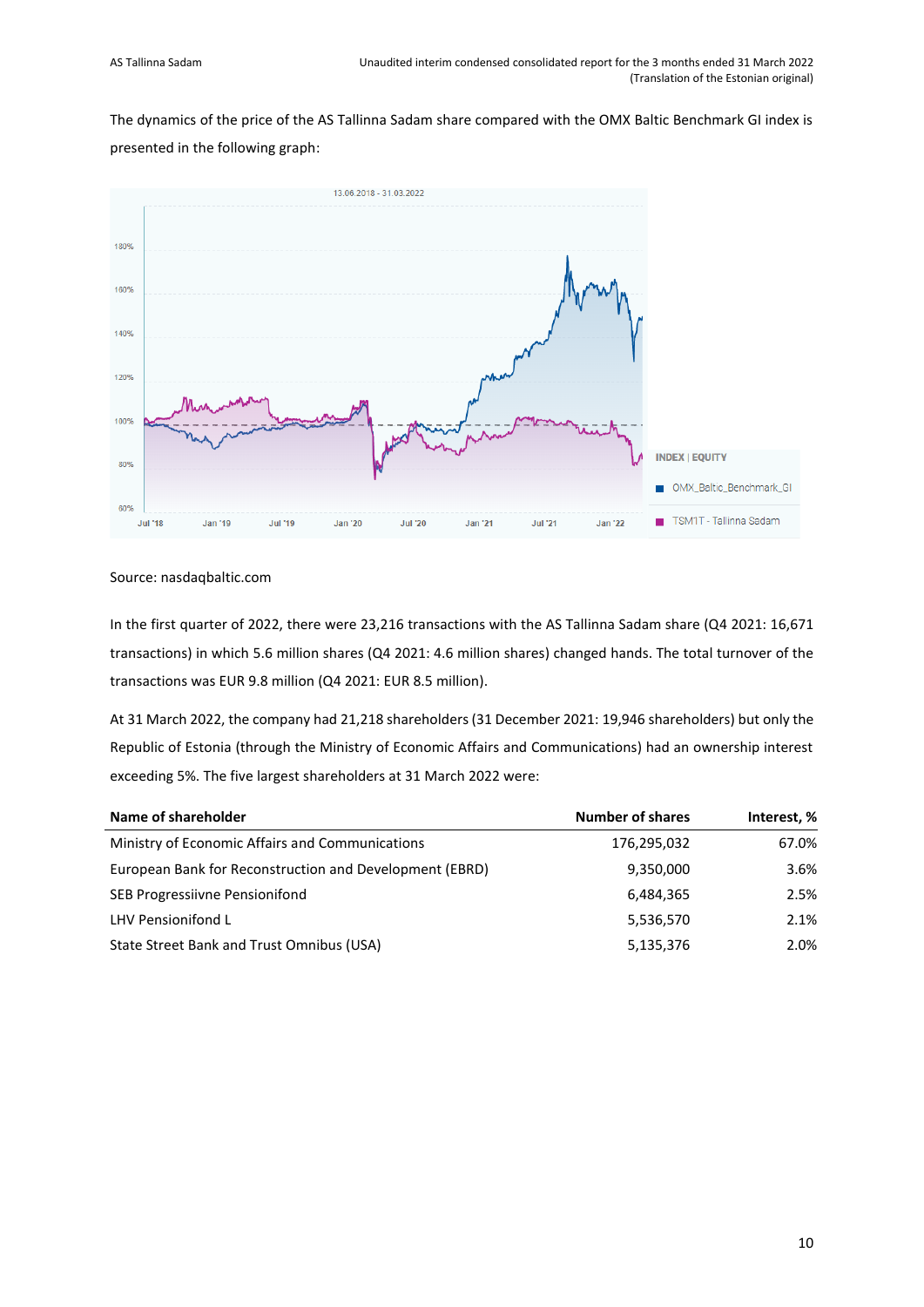The dynamics of the price of the AS Tallinna Sadam share compared with the OMX Baltic Benchmark GI index is presented in the following graph:

Source: nasdaqbaltic.com

In the first quarter of 2022, there were 23,216 transactions with the AS Tallinna Sadam share (Q4 2021: 16,671 transactions) in which 5.6 million shares (Q4 2021: 4.6 million shares) changed hands. The total turnover of the transactions was EUR 9.8 million (Q4 2021: EUR 8.5 million).

At 31 March 2022, the company had 21,218 shareholders (31 December 2021: 19,946 shareholders) but only the Republic of Estonia (through the Ministry of Economic Affairs and Communications) had an ownership interest exceeding 5%. The five largest shareholders at 31 March 2022 were:

| Name of shareholder | Number of shares | Interest, % |
|---|---:|---:|
| Ministry of Economic Affairs and Communications | 176,295,032 | 67.0% |
| European Bank for Reconstruction and Development (EBRD) | 9,350,000 | 3.6% |
| SEB Progressiivne Pensionifond | 6,484,365 | 2.5% |
| LHV Pensionifond L | 5,536,570 | 2.1% |
| State Street Bank and Trust Omnibus (USA) | 5,135,376 | 2.0% |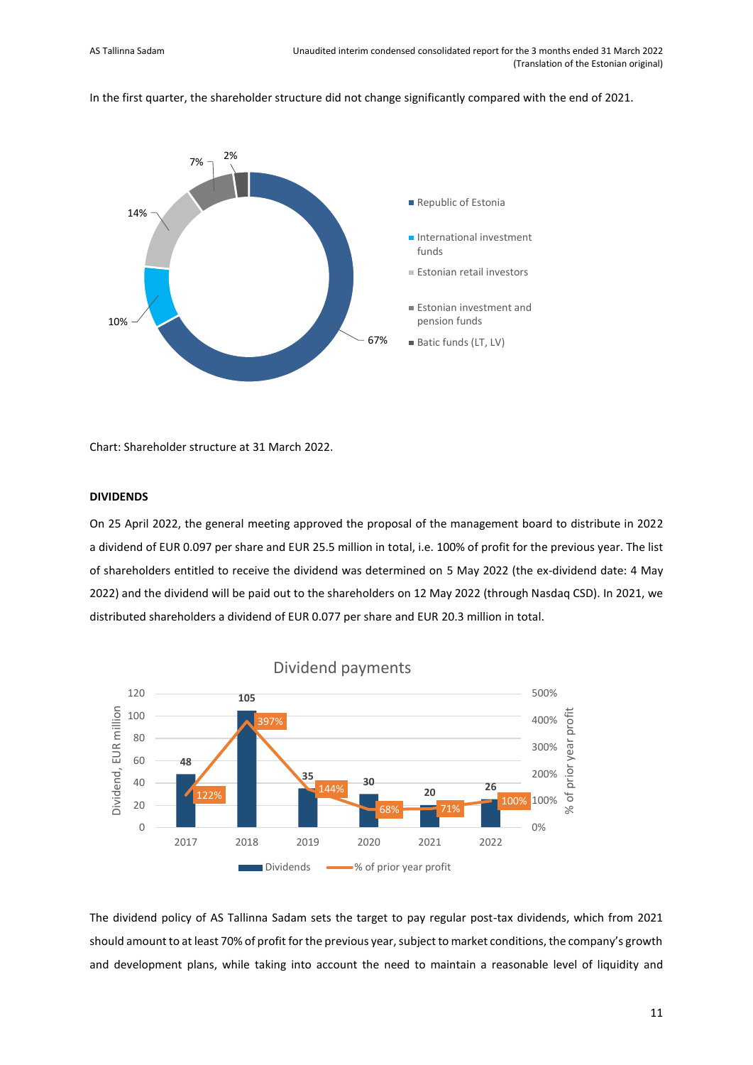In the first quarter, the shareholder structure did not change significantly compared with the end of 2021.

Chart: Shareholder structure at 31 March 2022.

**DIVIDENDS**

On 25 April 2022, the general meeting approved the proposal of the management board to distribute in 2022 a dividend of EUR 0.097 per share and EUR 25.5 million in total, i.e. 100% of profit for the previous year. The list of shareholders entitled to receive the dividend was determined on 5 May 2022 (the ex-dividend date: 4 May 2022) and the dividend will be paid out to the shareholders on 12 May 2022 (through Nasdaq CSD). In 2021, we distributed shareholders a dividend of EUR 0.077 per share and EUR 20.3 million in total.

The dividend policy of AS Tallinna Sadam sets the target to pay regular post-tax dividends, which from 2021 should amount to at least 70% of profit for the previous year, subject to market conditions, the company's growth and development plans, while taking into account the need to maintain a reasonable level of liquidity and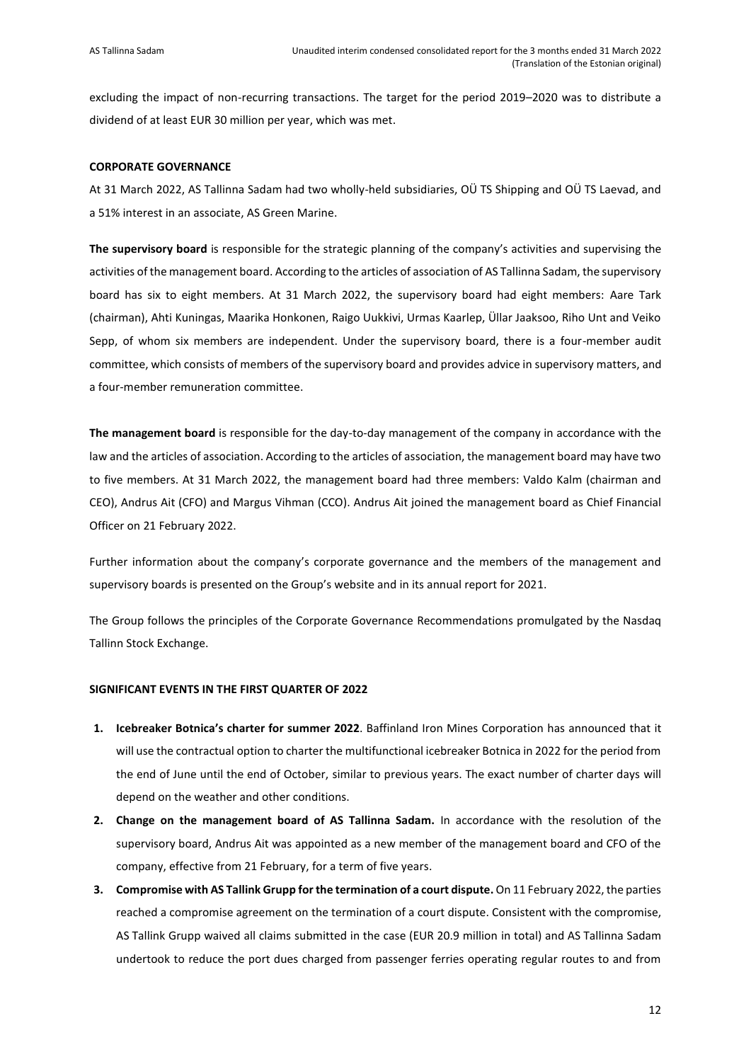excluding the impact of non-recurring transactions. The target for the period 2019–2020 was to distribute a dividend of at least EUR 30 million per year, which was met.

## CORPORATE GOVERNANCE

At 31 March 2022, AS Tallinna Sadam had two wholly-held subsidiaries, OÜ TS Shipping and OÜ TS Laevad, and a 51% interest in an associate, AS Green Marine.

**The supervisory board** is responsible for the strategic planning of the company's activities and supervising the activities of the management board. According to the articles of association of AS Tallinna Sadam, the supervisory board has six to eight members. At 31 March 2022, the supervisory board had eight members: Aare Tark (chairman), Ahti Kuningas, Maarika Honkonen, Raigo Uukkivi, Urmas Kaarlep, Üllar Jaaksoo, Riho Unt and Veiko Sepp, of whom six members are independent. Under the supervisory board, there is a four-member audit committee, which consists of members of the supervisory board and provides advice in supervisory matters, and a four-member remuneration committee.

**The management board** is responsible for the day-to-day management of the company in accordance with the law and the articles of association. According to the articles of association, the management board may have two to five members. At 31 March 2022, the management board had three members: Valdo Kalm (chairman and CEO), Andrus Ait (CFO) and Margus Vihman (CCO). Andrus Ait joined the management board as Chief Financial Officer on 21 February 2022.

Further information about the company's corporate governance and the members of the management and supervisory boards is presented on the Group's website and in its annual report for 2021.

The Group follows the principles of the Corporate Governance Recommendations promulgated by the Nasdaq Tallinn Stock Exchange.

## SIGNIFICANT EVENTS IN THE FIRST QUARTER OF 2022

1. **Icebreaker Botnica's charter for summer 2022**. Baffinland Iron Mines Corporation has announced that it will use the contractual option to charter the multifunctional icebreaker Botnica in 2022 for the period from the end of June until the end of October, similar to previous years. The exact number of charter days will depend on the weather and other conditions.
2. **Change on the management board of AS Tallinna Sadam.** In accordance with the resolution of the supervisory board, Andrus Ait was appointed as a new member of the management board and CFO of the company, effective from 21 February, for a term of five years.
3. **Compromise with AS Tallink Grupp for the termination of a court dispute.** On 11 February 2022, the parties reached a compromise agreement on the termination of a court dispute. Consistent with the compromise, AS Tallink Grupp waived all claims submitted in the case (EUR 20.9 million in total) and AS Tallinna Sadam undertook to reduce the port dues charged from passenger ferries operating regular routes to and from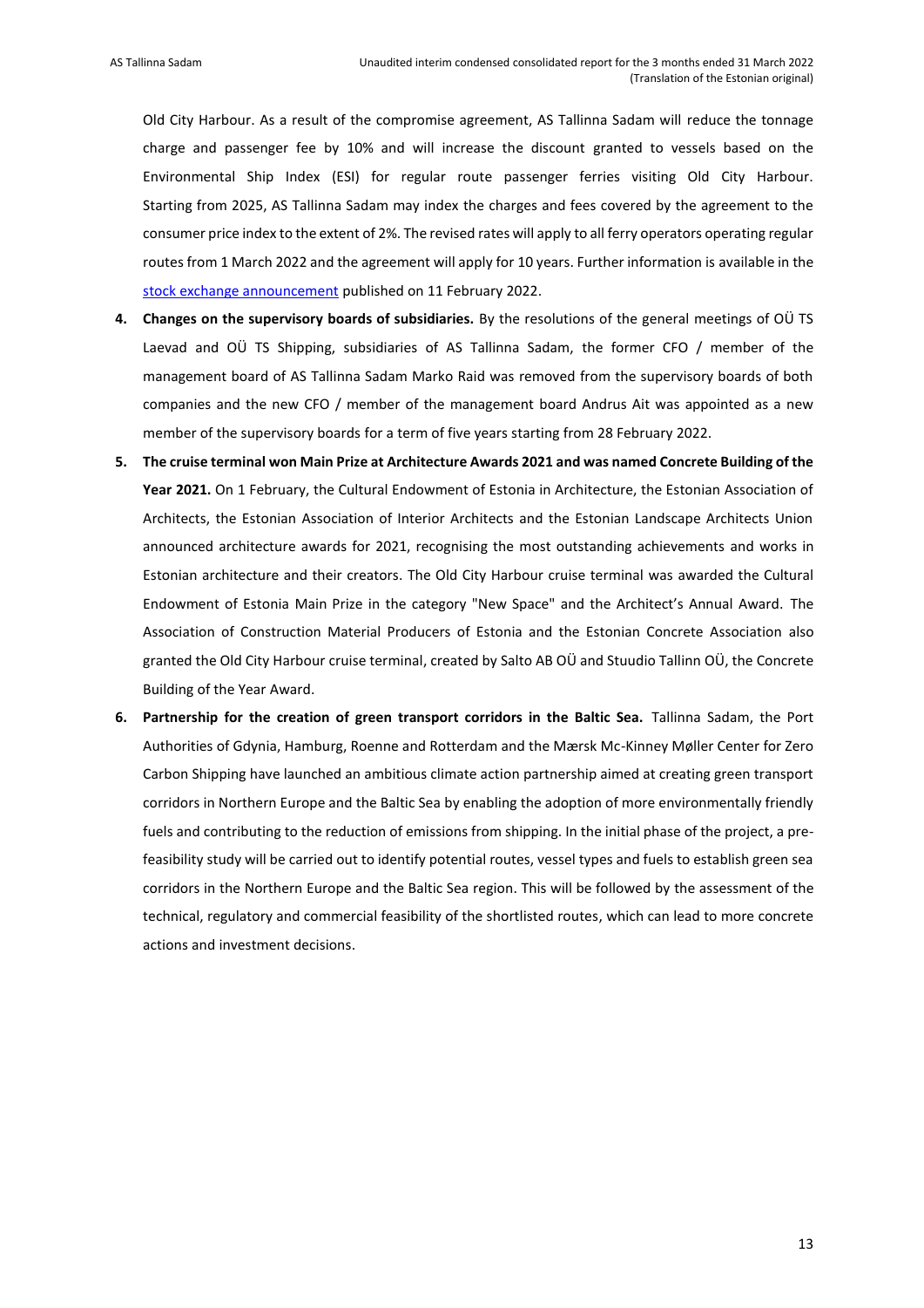Old City Harbour. As a result of the compromise agreement, AS Tallinna Sadam will reduce the tonnage charge and passenger fee by 10% and will increase the discount granted to vessels based on the Environmental Ship Index (ESI) for regular route passenger ferries visiting Old City Harbour. Starting from 2025, AS Tallinna Sadam may index the charges and fees covered by the agreement to the consumer price index to the extent of 2%. The revised rates will apply to all ferry operators operating regular routes from 1 March 2022 and the agreement will apply for 10 years. Further information is available in the stock exchange announcement published on 11 February 2022.

4. **Changes on the supervisory boards of subsidiaries.** By the resolutions of the general meetings of OÜ TS Laevad and OÜ TS Shipping, subsidiaries of AS Tallinna Sadam, the former CFO / member of the management board of AS Tallinna Sadam Marko Raid was removed from the supervisory boards of both companies and the new CFO / member of the management board Andrus Ait was appointed as a new member of the supervisory boards for a term of five years starting from 28 February 2022.
5. **The cruise terminal won Main Prize at Architecture Awards 2021 and was named Concrete Building of the Year 2021.** On 1 February, the Cultural Endowment of Estonia in Architecture, the Estonian Association of Architects, the Estonian Association of Interior Architects and the Estonian Landscape Architects Union announced architecture awards for 2021, recognising the most outstanding achievements and works in Estonian architecture and their creators. The Old City Harbour cruise terminal was awarded the Cultural Endowment of Estonia Main Prize in the category "New Space" and the Architect's Annual Award. The Association of Construction Material Producers of Estonia and the Estonian Concrete Association also granted the Old City Harbour cruise terminal, created by Salto AB OÜ and Stuudio Tallinn OÜ, the Concrete Building of the Year Award.
6. **Partnership for the creation of green transport corridors in the Baltic Sea.** Tallinna Sadam, the Port Authorities of Gdynia, Hamburg, Roenne and Rotterdam and the Mærsk Mc-Kinney Møller Center for Zero Carbon Shipping have launched an ambitious climate action partnership aimed at creating green transport corridors in Northern Europe and the Baltic Sea by enabling the adoption of more environmentally friendly fuels and contributing to the reduction of emissions from shipping. In the initial phase of the project, a pre-feasibility study will be carried out to identify potential routes, vessel types and fuels to establish green sea corridors in the Northern Europe and the Baltic Sea region. This will be followed by the assessment of the technical, regulatory and commercial feasibility of the shortlisted routes, which can lead to more concrete actions and investment decisions.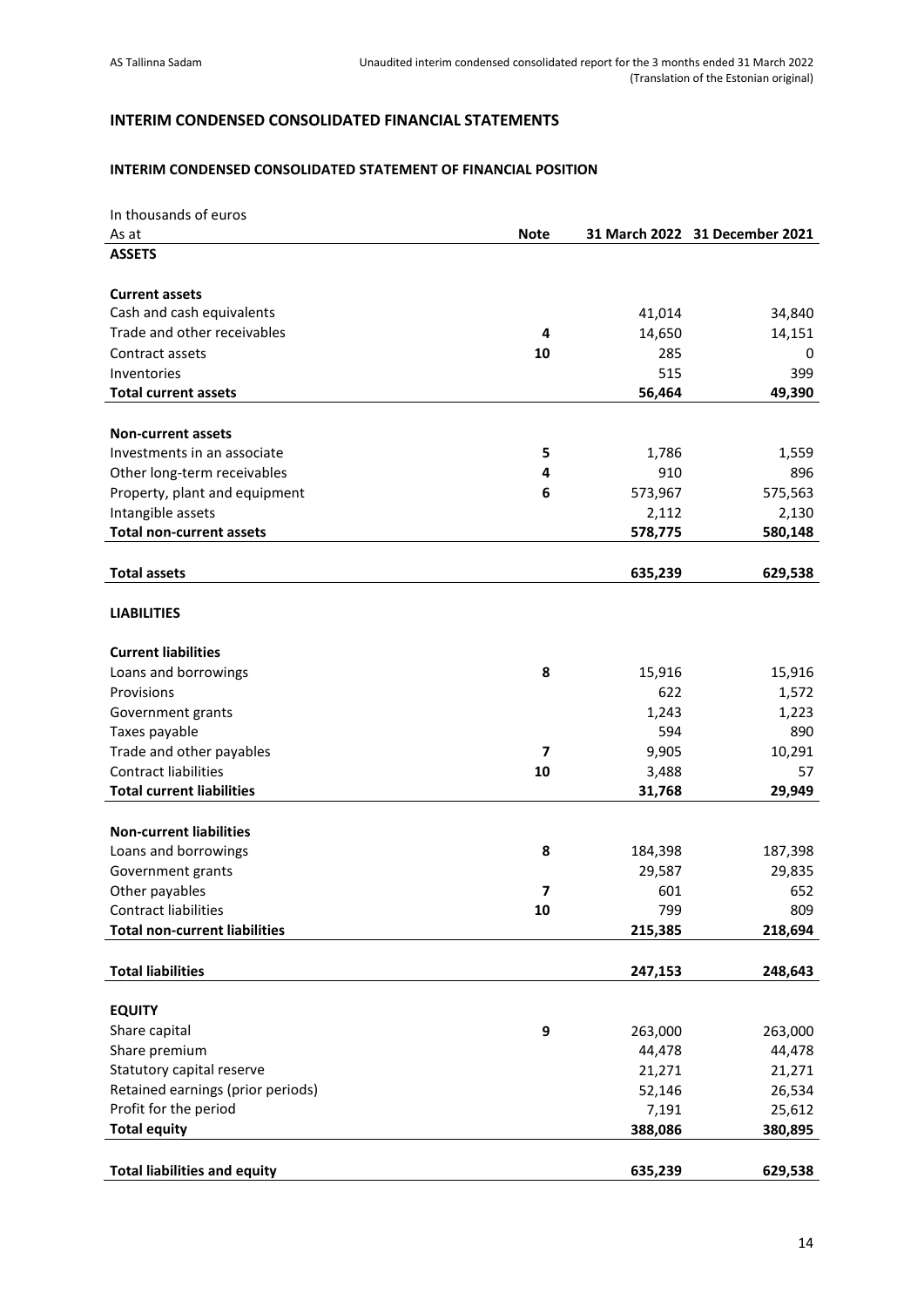## INTERIM CONDENSED CONSOLIDATED FINANCIAL STATEMENTS

### INTERIM CONDENSED CONSOLIDATED STATEMENT OF FINANCIAL POSITION

In thousands of euros

| As at | Note | 31 March 2022 | 31 December 2021 |
|---|---|---|---|
| **ASSETS** | | | |
| | | | |
| **Current assets** | | | |
| Cash and cash equivalents | | 41,014 | 34,840 |
| Trade and other receivables | 4 | 14,650 | 14,151 |
| Contract assets | 10 | 285 | 0 |
| Inventories | | 515 | 399 |
| **Total current assets** | | **56,464** | **49,390** |
| | | | |
| **Non-current assets** | | | |
| Investments in an associate | 5 | 1,786 | 1,559 |
| Other long-term receivables | 4 | 910 | 896 |
| Property, plant and equipment | 6 | 573,967 | 575,563 |
| Intangible assets | | 2,112 | 2,130 |
| **Total non-current assets** | | **578,775** | **580,148** |
| | | | |
| **Total assets** | | **635,239** | **629,538** |
| | | | |
| **LIABILITIES** | | | |
| | | | |
| **Current liabilities** | | | |
| Loans and borrowings | 8 | 15,916 | 15,916 |
| Provisions | | 622 | 1,572 |
| Government grants | | 1,243 | 1,223 |
| Taxes payable | | 594 | 890 |
| Trade and other payables | 7 | 9,905 | 10,291 |
| Contract liabilities | 10 | 3,488 | 57 |
| **Total current liabilities** | | **31,768** | **29,949** |
| | | | |
| **Non-current liabilities** | | | |
| Loans and borrowings | 8 | 184,398 | 187,398 |
| Government grants | | 29,587 | 29,835 |
| Other payables | 7 | 601 | 652 |
| Contract liabilities | 10 | 799 | 809 |
| **Total non-current liabilities** | | **215,385** | **218,694** |
| | | | |
| **Total liabilities** | | **247,153** | **248,643** |
| | | | |
| **EQUITY** | | | |
| Share capital | 9 | 263,000 | 263,000 |
| Share premium | | 44,478 | 44,478 |
| Statutory capital reserve | | 21,271 | 21,271 |
| Retained earnings (prior periods) | | 52,146 | 26,534 |
| Profit for the period | | 7,191 | 25,612 |
| **Total equity** | | **388,086** | **380,895** |
| | | | |
| **Total liabilities and equity** | | **635,239** | **629,538** |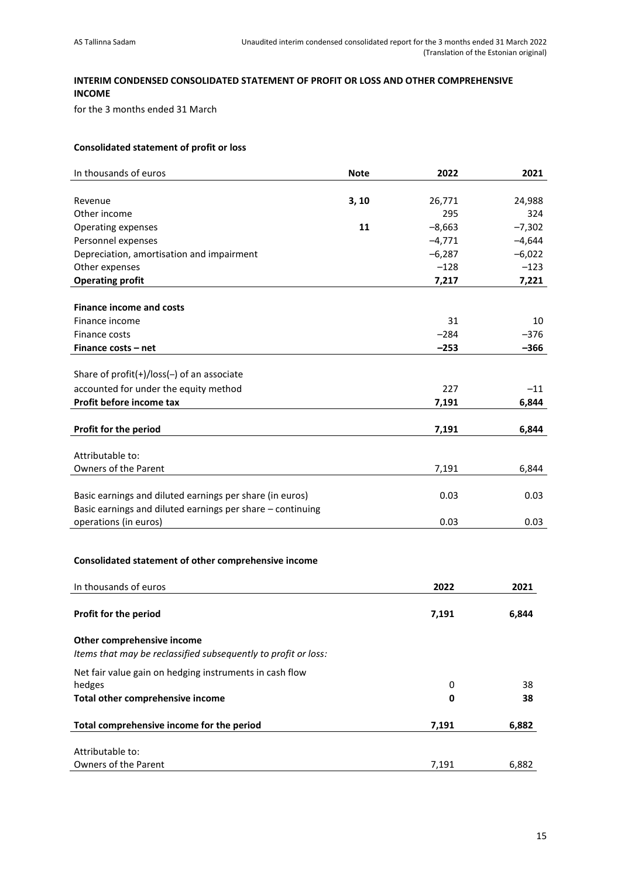## INTERIM CONDENSED CONSOLIDATED STATEMENT OF PROFIT OR LOSS AND OTHER COMPREHENSIVE INCOME

for the 3 months ended 31 March

### Consolidated statement of profit or loss

| In thousands of euros | Note | 2022 | 2021 |
|---|---|---|---|
| Revenue | 3, 10 | 26,771 | 24,988 |
| Other income | | 295 | 324 |
| Operating expenses | 11 | –8,663 | –7,302 |
| Personnel expenses | | –4,771 | –4,644 |
| Depreciation, amortisation and impairment | | –6,287 | –6,022 |
| Other expenses | | –128 | –123 |
| **Operating profit** | | **7,217** | **7,221** |
| **Finance income and costs** | | | |
| Finance income | | 31 | 10 |
| Finance costs | | –284 | –376 |
| **Finance costs – net** | | **–253** | **–366** |
| Share of profit(+)/loss(–) of an associate accounted for under the equity method | | 227 | –11 |
| **Profit before income tax** | | **7,191** | **6,844** |
| **Profit for the period** | | **7,191** | **6,844** |
| Attributable to: | | | |
| Owners of the Parent | | 7,191 | 6,844 |
| Basic earnings and diluted earnings per share (in euros) | | 0.03 | 0.03 |
| Basic earnings and diluted earnings per share – continuing operations (in euros) | | 0.03 | 0.03 |

### Consolidated statement of other comprehensive income

| In thousands of euros | 2022 | 2021 |
|---|---|---|
| **Profit for the period** | **7,191** | **6,844** |
| **Other comprehensive income** | | |
| *Items that may be reclassified subsequently to profit or loss:* | | |
| Net fair value gain on hedging instruments in cash flow hedges | 0 | 38 |
| **Total other comprehensive income** | **0** | **38** |
| **Total comprehensive income for the period** | **7,191** | **6,882** |
| Attributable to: | | |
| Owners of the Parent | 7,191 | 6,882 |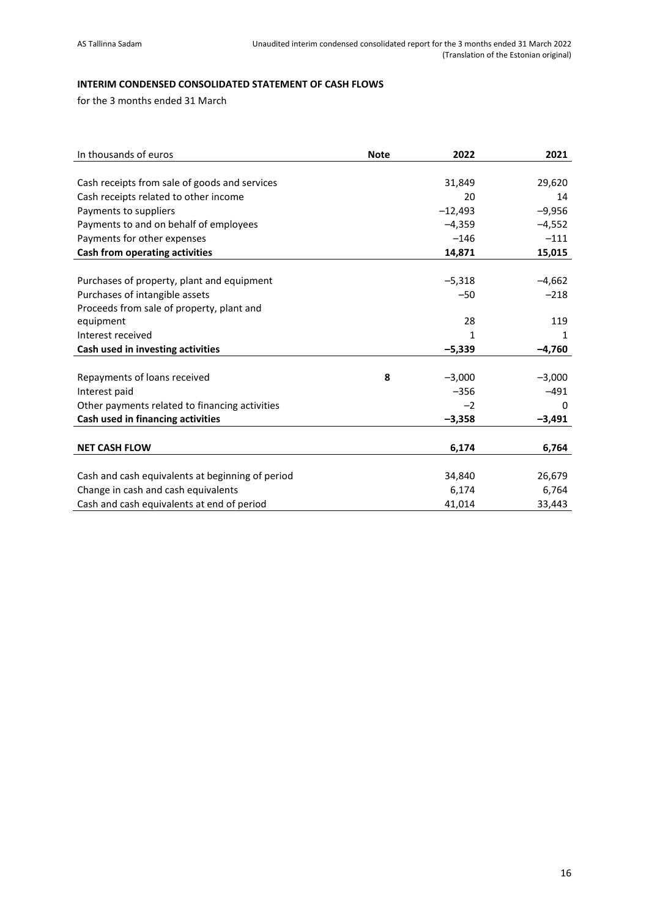**INTERIM CONDENSED CONSOLIDATED STATEMENT OF CASH FLOWS**

for the 3 months ended 31 March

| In thousands of euros | Note | 2022 | 2021 |
|---|---|---|---|
| Cash receipts from sale of goods and services | | 31,849 | 29,620 |
| Cash receipts related to other income | | 20 | 14 |
| Payments to suppliers | | –12,493 | –9,956 |
| Payments to and on behalf of employees | | –4,359 | –4,552 |
| Payments for other expenses | | –146 | –111 |
| **Cash from operating activities** | | **14,871** | **15,015** |
| | | | |
| Purchases of property, plant and equipment | | –5,318 | –4,662 |
| Purchases of intangible assets | | –50 | –218 |
| Proceeds from sale of property, plant and equipment | | 28 | 119 |
| Interest received | | 1 | 1 |
| **Cash used in investing activities** | | **–5,339** | **–4,760** |
| | | | |
| Repayments of loans received | **8** | –3,000 | –3,000 |
| Interest paid | | –356 | –491 |
| Other payments related to financing activities | | –2 | 0 |
| **Cash used in financing activities** | | **–3,358** | **–3,491** |
| | | | |
| **NET CASH FLOW** | | **6,174** | **6,764** |
| | | | |
| Cash and cash equivalents at beginning of period | | 34,840 | 26,679 |
| Change in cash and cash equivalents | | 6,174 | 6,764 |
| Cash and cash equivalents at end of period | | 41,014 | 33,443 |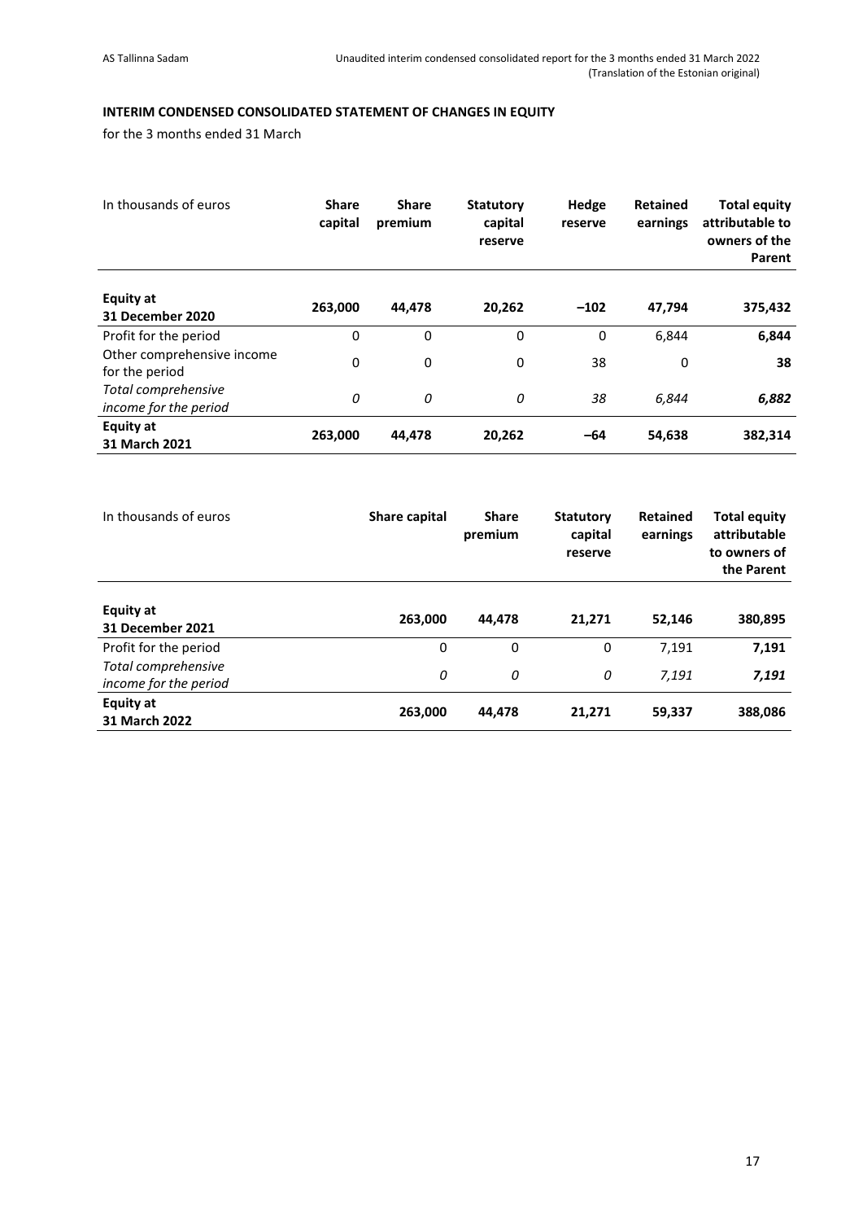## INTERIM CONDENSED CONSOLIDATED STATEMENT OF CHANGES IN EQUITY

for the 3 months ended 31 March

| In thousands of euros | Share capital | Share premium | Statutory capital reserve | Hedge reserve | Retained earnings | Total equity attributable to owners of the Parent |
|---|---|---|---|---|---|---|
| **Equity at 31 December 2020** | **263,000** | **44,478** | **20,262** | **–102** | **47,794** | **375,432** |
| Profit for the period | 0 | 0 | 0 | 0 | 6,844 | **6,844** |
| Other comprehensive income for the period | 0 | 0 | 0 | 38 | 0 | **38** |
| *Total comprehensive income for the period* | *0* | *0* | *0* | *38* | *6,844* | ***6,882*** |
| **Equity at 31 March 2021** | **263,000** | **44,478** | **20,262** | **–64** | **54,638** | **382,314** |

| In thousands of euros | Share capital | Share premium | Statutory capital reserve | Retained earnings | Total equity attributable to owners of the Parent |
|---|---|---|---|---|---|
| **Equity at 31 December 2021** | **263,000** | **44,478** | **21,271** | **52,146** | **380,895** |
| Profit for the period | 0 | 0 | 0 | 7,191 | **7,191** |
| *Total comprehensive income for the period* | *0* | *0* | *0* | *7,191* | ***7,191*** |
| **Equity at 31 March 2022** | **263,000** | **44,478** | **21,271** | **59,337** | **388,086** |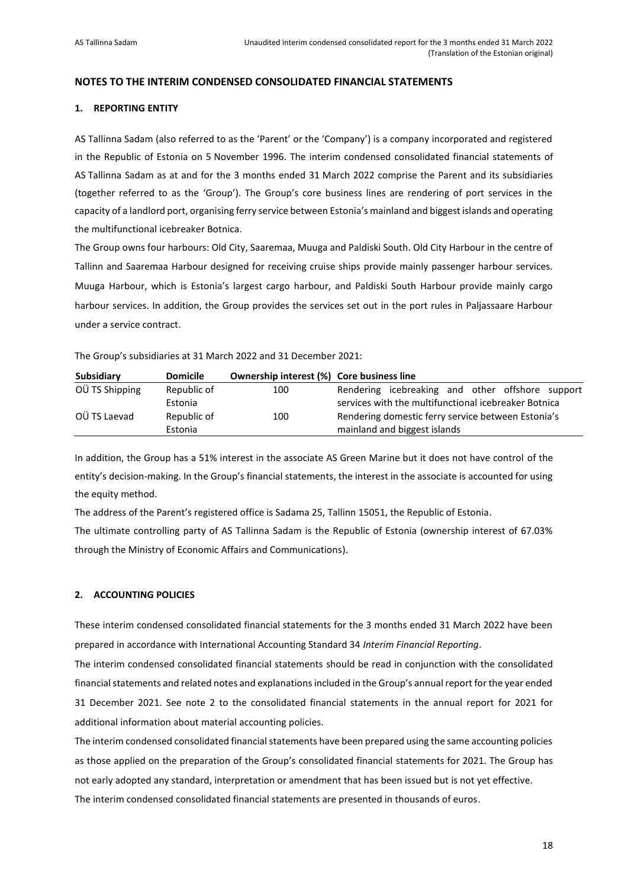## NOTES TO THE INTERIM CONDENSED CONSOLIDATED FINANCIAL STATEMENTS

### 1. REPORTING ENTITY

AS Tallinna Sadam (also referred to as the 'Parent' or the 'Company') is a company incorporated and registered in the Republic of Estonia on 5 November 1996. The interim condensed consolidated financial statements of AS Tallinna Sadam as at and for the 3 months ended 31 March 2022 comprise the Parent and its subsidiaries (together referred to as the 'Group'). The Group's core business lines are rendering of port services in the capacity of a landlord port, organising ferry service between Estonia's mainland and biggest islands and operating the multifunctional icebreaker Botnica.

The Group owns four harbours: Old City, Saaremaa, Muuga and Paldiski South. Old City Harbour in the centre of Tallinn and Saaremaa Harbour designed for receiving cruise ships provide mainly passenger harbour services. Muuga Harbour, which is Estonia's largest cargo harbour, and Paldiski South Harbour provide mainly cargo harbour services. In addition, the Group provides the services set out in the port rules in Paljassaare Harbour under a service contract.

The Group's subsidiaries at 31 March 2022 and 31 December 2021:

| Subsidiary | Domicile | Ownership interest (%) | Core business line |
|---|---|---|---|
| OÜ TS Shipping | Republic of Estonia | 100 | Rendering icebreaking and other offshore support services with the multifunctional icebreaker Botnica |
| OÜ TS Laevad | Republic of Estonia | 100 | Rendering domestic ferry service between Estonia's mainland and biggest islands |

In addition, the Group has a 51% interest in the associate AS Green Marine but it does not have control of the entity's decision-making. In the Group's financial statements, the interest in the associate is accounted for using the equity method.

The address of the Parent's registered office is Sadama 25, Tallinn 15051, the Republic of Estonia.

The ultimate controlling party of AS Tallinna Sadam is the Republic of Estonia (ownership interest of 67.03% through the Ministry of Economic Affairs and Communications).

### 2. ACCOUNTING POLICIES

These interim condensed consolidated financial statements for the 3 months ended 31 March 2022 have been prepared in accordance with International Accounting Standard 34 *Interim Financial Reporting*.

The interim condensed consolidated financial statements should be read in conjunction with the consolidated financial statements and related notes and explanations included in the Group's annual report for the year ended 31 December 2021. See note 2 to the consolidated financial statements in the annual report for 2021 for additional information about material accounting policies.

The interim condensed consolidated financial statements have been prepared using the same accounting policies as those applied on the preparation of the Group's consolidated financial statements for 2021. The Group has not early adopted any standard, interpretation or amendment that has been issued but is not yet effective.

The interim condensed consolidated financial statements are presented in thousands of euros.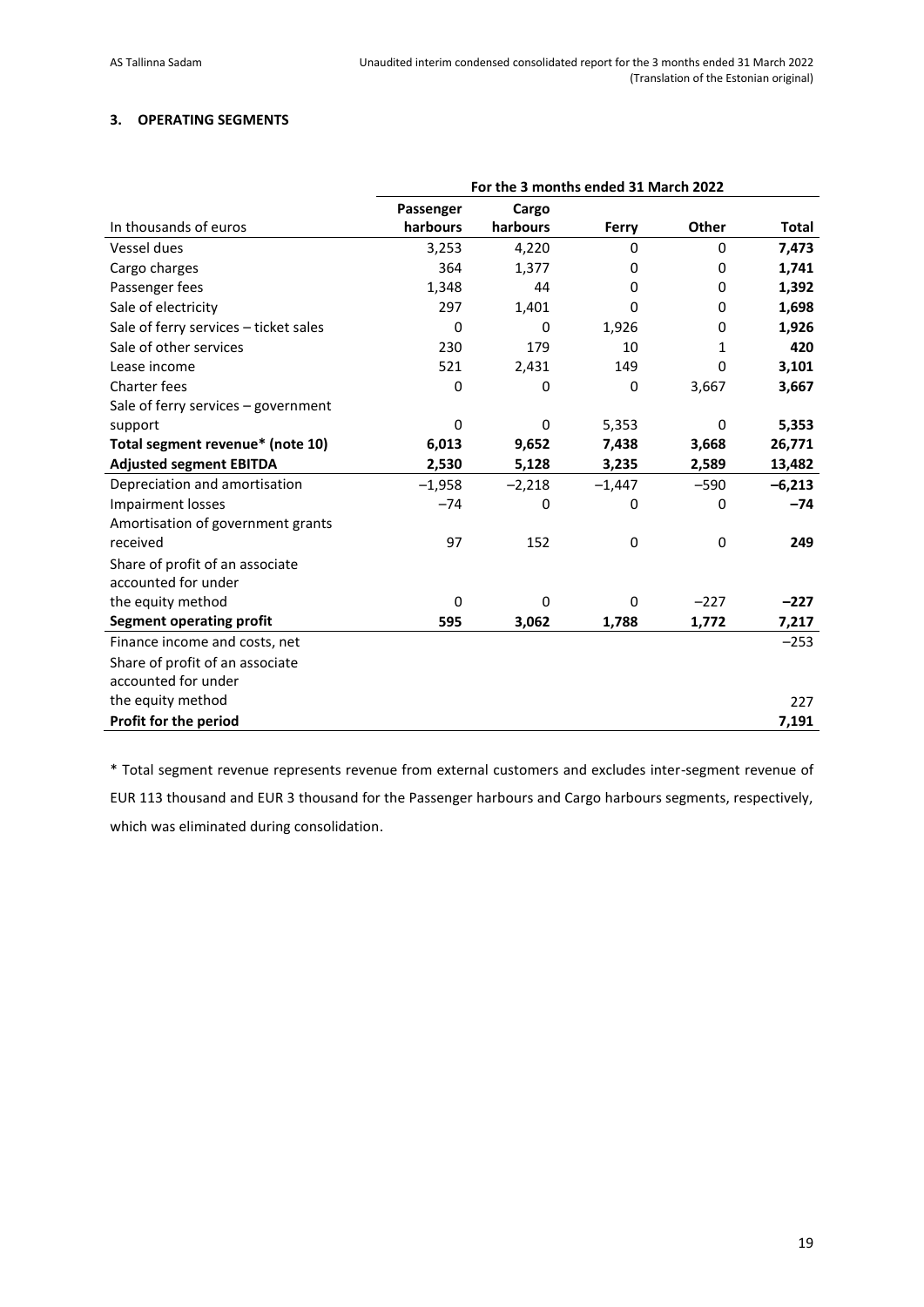### 3. OPERATING SEGMENTS

| | For the 3 months ended 31 March 2022 | | | | |
|---|---|---|---|---|---|
| In thousands of euros | Passenger harbours | Cargo harbours | Ferry | Other | Total |
| Vessel dues | 3,253 | 4,220 | 0 | 0 | **7,473** |
| Cargo charges | 364 | 1,377 | 0 | 0 | **1,741** |
| Passenger fees | 1,348 | 44 | 0 | 0 | **1,392** |
| Sale of electricity | 297 | 1,401 | 0 | 0 | **1,698** |
| Sale of ferry services – ticket sales | 0 | 0 | 1,926 | 0 | **1,926** |
| Sale of other services | 230 | 179 | 10 | 1 | **420** |
| Lease income | 521 | 2,431 | 149 | 0 | **3,101** |
| Charter fees | 0 | 0 | 0 | 3,667 | **3,667** |
| Sale of ferry services – government support | 0 | 0 | 5,353 | 0 | **5,353** |
| **Total segment revenue\* (note 10)** | **6,013** | **9,652** | **7,438** | **3,668** | **26,771** |
| **Adjusted segment EBITDA** | **2,530** | **5,128** | **3,235** | **2,589** | **13,482** |
| Depreciation and amortisation | −1,958 | −2,218 | −1,447 | −590 | **−6,213** |
| Impairment losses | −74 | 0 | 0 | 0 | **−74** |
| Amortisation of government grants received | 97 | 152 | 0 | 0 | **249** |
| Share of profit of an associate accounted for under the equity method | 0 | 0 | 0 | −227 | **−227** |
| **Segment operating profit** | **595** | **3,062** | **1,788** | **1,772** | **7,217** |
| Finance income and costs, net | | | | | −253 |
| Share of profit of an associate accounted for under the equity method | | | | | 227 |
| **Profit for the period** | | | | | **7,191** |

\* Total segment revenue represents revenue from external customers and excludes inter-segment revenue of EUR 113 thousand and EUR 3 thousand for the Passenger harbours and Cargo harbours segments, respectively, which was eliminated during consolidation.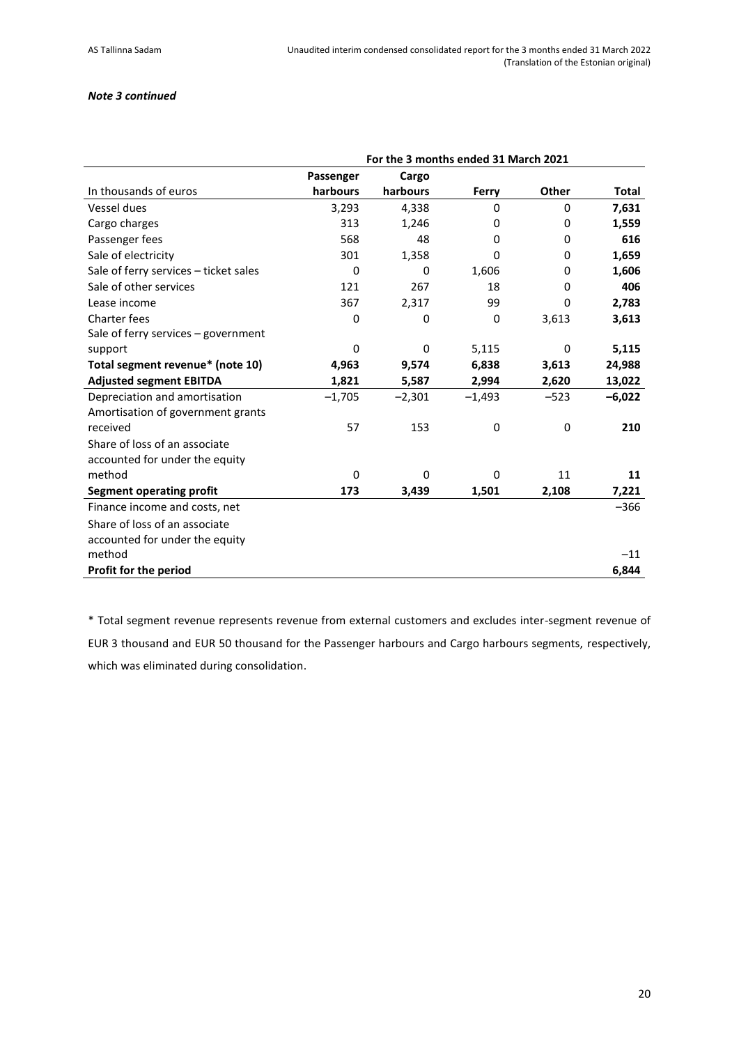***Note 3 continued***

| In thousands of euros | For the 3 months ended 31 March 2021 | | | | |
|---|---|---|---|---|---|
| | **Passenger harbours** | **Cargo harbours** | **Ferry** | **Other** | **Total** |
| Vessel dues | 3,293 | 4,338 | 0 | 0 | **7,631** |
| Cargo charges | 313 | 1,246 | 0 | 0 | **1,559** |
| Passenger fees | 568 | 48 | 0 | 0 | **616** |
| Sale of electricity | 301 | 1,358 | 0 | 0 | **1,659** |
| Sale of ferry services – ticket sales | 0 | 0 | 1,606 | 0 | **1,606** |
| Sale of other services | 121 | 267 | 18 | 0 | **406** |
| Lease income | 367 | 2,317 | 99 | 0 | **2,783** |
| Charter fees | 0 | 0 | 0 | 3,613 | **3,613** |
| Sale of ferry services – government support | 0 | 0 | 5,115 | 0 | **5,115** |
| **Total segment revenue* (note 10)** | **4,963** | **9,574** | **6,838** | **3,613** | **24,988** |
| **Adjusted segment EBITDA** | **1,821** | **5,587** | **2,994** | **2,620** | **13,022** |
| Depreciation and amortisation | –1,705 | –2,301 | –1,493 | –523 | **–6,022** |
| Amortisation of government grants received | 57 | 153 | 0 | 0 | **210** |
| Share of loss of an associate accounted for under the equity method | 0 | 0 | 0 | 11 | **11** |
| **Segment operating profit** | **173** | **3,439** | **1,501** | **2,108** | **7,221** |
| Finance income and costs, net | | | | | –366 |
| Share of loss of an associate accounted for under the equity method | | | | | –11 |
| **Profit for the period** | | | | | **6,844** |

* Total segment revenue represents revenue from external customers and excludes inter-segment revenue of EUR 3 thousand and EUR 50 thousand for the Passenger harbours and Cargo harbours segments, respectively, which was eliminated during consolidation.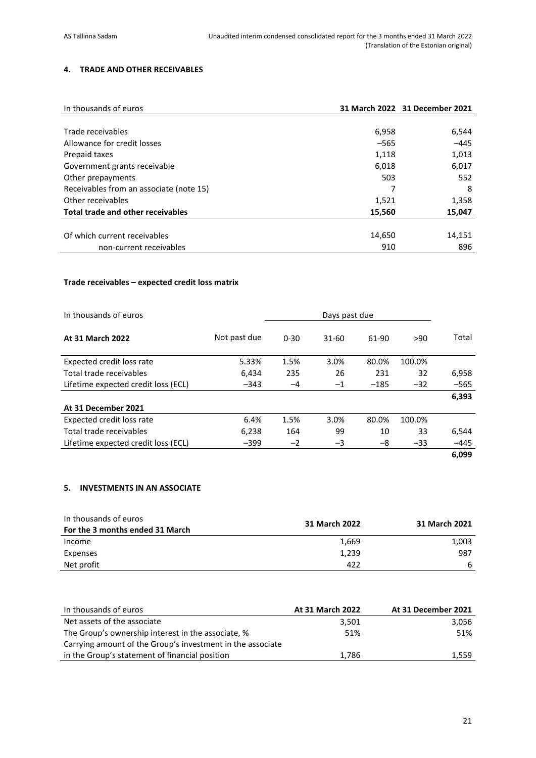## 4. TRADE AND OTHER RECEIVABLES

| In thousands of euros | 31 March 2022 | 31 December 2021 |
|---|---|---|
| Trade receivables | 6,958 | 6,544 |
| Allowance for credit losses | –565 | –445 |
| Prepaid taxes | 1,118 | 1,013 |
| Government grants receivable | 6,018 | 6,017 |
| Other prepayments | 503 | 552 |
| Receivables from an associate (note 15) | 7 | 8 |
| Other receivables | 1,521 | 1,358 |
| **Total trade and other receivables** | **15,560** | **15,047** |
| Of which current receivables | 14,650 | 14,151 |
| non-current receivables | 910 | 896 |

### Trade receivables – expected credit loss matrix

| In thousands of euros | | Days past due | | | | |
|---|---|---|---|---|---|---|
| **At 31 March 2022** | Not past due | 0-30 | 31-60 | 61-90 | >90 | Total |
| Expected credit loss rate | 5.33% | 1.5% | 3.0% | 80.0% | 100.0% | |
| Total trade receivables | 6,434 | 235 | 26 | 231 | 32 | 6,958 |
| Lifetime expected credit loss (ECL) | –343 | –4 | –1 | –185 | –32 | –565 |
| | | | | | | **6,393** |
| **At 31 December 2021** | | | | | | |
| Expected credit loss rate | 6.4% | 1.5% | 3.0% | 80.0% | 100.0% | |
| Total trade receivables | 6,238 | 164 | 99 | 10 | 33 | 6,544 |
| Lifetime expected credit loss (ECL) | –399 | –2 | –3 | –8 | –33 | –445 |
| | | | | | | **6,099** |

## 5. INVESTMENTS IN AN ASSOCIATE

| In thousands of euros<br>**For the 3 months ended 31 March** | 31 March 2022 | 31 March 2021 |
|---|---|---|
| Income | 1,669 | 1,003 |
| Expenses | 1,239 | 987 |
| Net profit | 422 | 6 |

| In thousands of euros | At 31 March 2022 | At 31 December 2021 |
|---|---|---|
| Net assets of the associate | 3,501 | 3,056 |
| The Group's ownership interest in the associate, % | 51% | 51% |
| Carrying amount of the Group's investment in the associate in the Group's statement of financial position | 1,786 | 1,559 |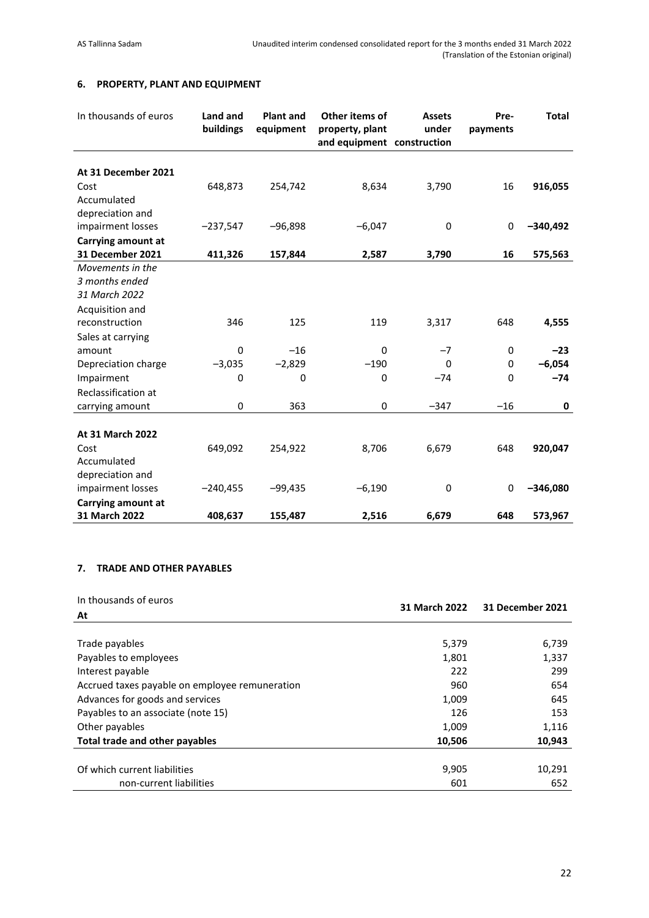## 6. PROPERTY, PLANT AND EQUIPMENT

| In thousands of euros | Land and buildings | Plant and equipment | Other items of property, plant and equipment | Assets under construction | Pre-payments | Total |
|---|---|---|---|---|---|---|
| **At 31 December 2021** | | | | | | |
| Cost | 648,873 | 254,742 | 8,634 | 3,790 | 16 | **916,055** |
| Accumulated depreciation and impairment losses | −237,547 | −96,898 | −6,047 | 0 | 0 | **−340,492** |
| **Carrying amount at 31 December 2021** | **411,326** | **157,844** | **2,587** | **3,790** | **16** | **575,563** |
| *Movements in the 3 months ended 31 March 2022* | | | | | | |
| Acquisition and reconstruction | 346 | 125 | 119 | 3,317 | 648 | **4,555** |
| Sales at carrying amount | 0 | −16 | 0 | −7 | 0 | **−23** |
| Depreciation charge | −3,035 | −2,829 | −190 | 0 | 0 | **−6,054** |
| Impairment | 0 | 0 | 0 | −74 | 0 | **−74** |
| Reclassification at carrying amount | 0 | 363 | 0 | −347 | −16 | **0** |
| **At 31 March 2022** | | | | | | |
| Cost | 649,092 | 254,922 | 8,706 | 6,679 | 648 | **920,047** |
| Accumulated depreciation and impairment losses | −240,455 | −99,435 | −6,190 | 0 | 0 | **−346,080** |
| **Carrying amount at 31 March 2022** | **408,637** | **155,487** | **2,516** | **6,679** | **648** | **573,967** |

## 7. TRADE AND OTHER PAYABLES

| In thousands of euros<br>**At** | **31 March 2022** | **31 December 2021** |
|---|---|---|
| Trade payables | 5,379 | 6,739 |
| Payables to employees | 1,801 | 1,337 |
| Interest payable | 222 | 299 |
| Accrued taxes payable on employee remuneration | 960 | 654 |
| Advances for goods and services | 1,009 | 645 |
| Payables to an associate (note 15) | 126 | 153 |
| Other payables | 1,009 | 1,116 |
| **Total trade and other payables** | **10,506** | **10,943** |
| Of which current liabilities | 9,905 | 10,291 |
| non-current liabilities | 601 | 652 |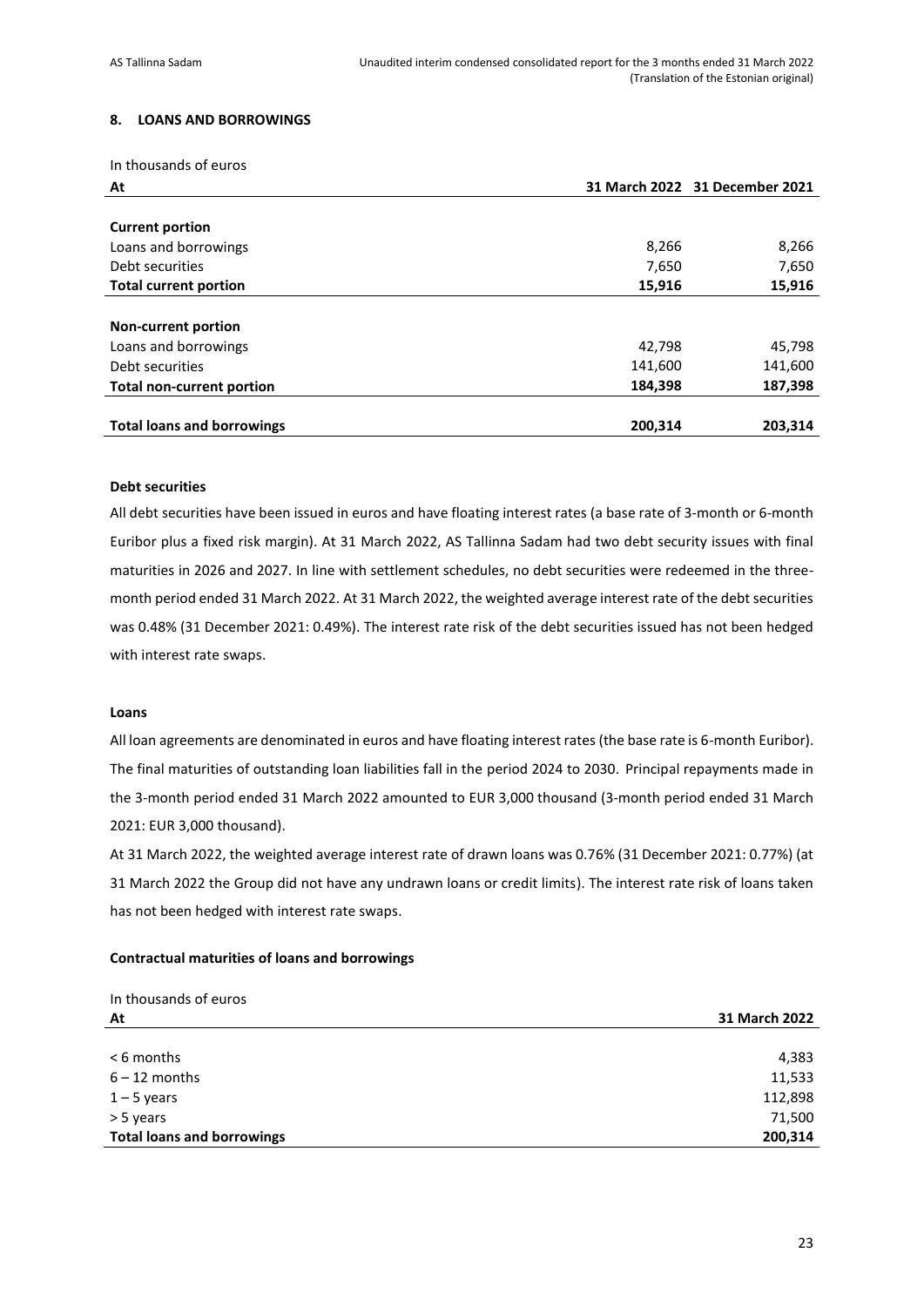## 8. LOANS AND BORROWINGS

In thousands of euros

| At | 31 March 2022 | 31 December 2021 |
|---|---|---|
| **Current portion** | | |
| Loans and borrowings | 8,266 | 8,266 |
| Debt securities | 7,650 | 7,650 |
| **Total current portion** | **15,916** | **15,916** |
| **Non-current portion** | | |
| Loans and borrowings | 42,798 | 45,798 |
| Debt securities | 141,600 | 141,600 |
| **Total non-current portion** | **184,398** | **187,398** |
| **Total loans and borrowings** | **200,314** | **203,314** |

**Debt securities**

All debt securities have been issued in euros and have floating interest rates (a base rate of 3-month or 6-month Euribor plus a fixed risk margin). At 31 March 2022, AS Tallinna Sadam had two debt security issues with final maturities in 2026 and 2027. In line with settlement schedules, no debt securities were redeemed in the three-month period ended 31 March 2022. At 31 March 2022, the weighted average interest rate of the debt securities was 0.48% (31 December 2021: 0.49%). The interest rate risk of the debt securities issued has not been hedged with interest rate swaps.

**Loans**

All loan agreements are denominated in euros and have floating interest rates (the base rate is 6-month Euribor). The final maturities of outstanding loan liabilities fall in the period 2024 to 2030. Principal repayments made in the 3-month period ended 31 March 2022 amounted to EUR 3,000 thousand (3-month period ended 31 March 2021: EUR 3,000 thousand).

At 31 March 2022, the weighted average interest rate of drawn loans was 0.76% (31 December 2021: 0.77%) (at 31 March 2022 the Group did not have any undrawn loans or credit limits). The interest rate risk of loans taken has not been hedged with interest rate swaps.

**Contractual maturities of loans and borrowings**

In thousands of euros

| At | 31 March 2022 |
|---|---|
| < 6 months | 4,383 |
| 6 – 12 months | 11,533 |
| 1 – 5 years | 112,898 |
| > 5 years | 71,500 |
| **Total loans and borrowings** | **200,314** |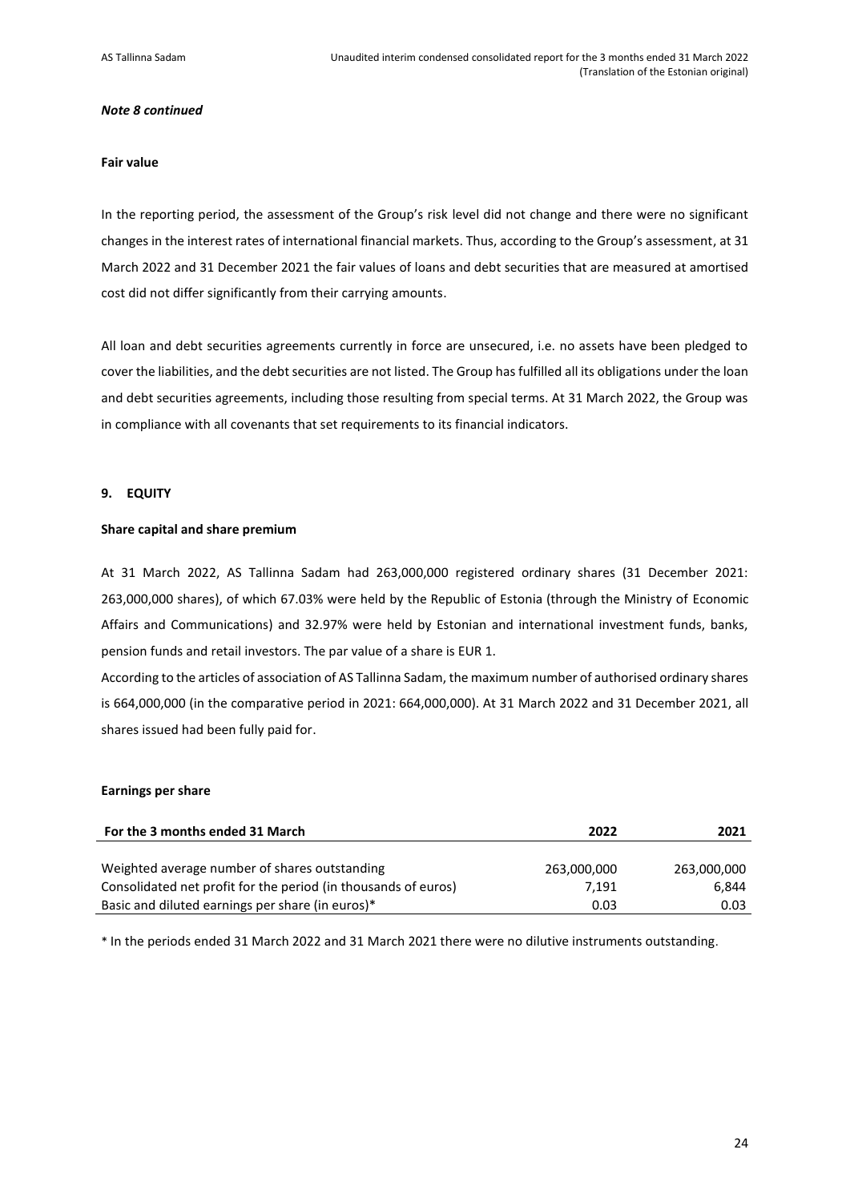*Note 8 continued*

**Fair value**

In the reporting period, the assessment of the Group's risk level did not change and there were no significant changes in the interest rates of international financial markets. Thus, according to the Group's assessment, at 31 March 2022 and 31 December 2021 the fair values of loans and debt securities that are measured at amortised cost did not differ significantly from their carrying amounts.

All loan and debt securities agreements currently in force are unsecured, i.e. no assets have been pledged to cover the liabilities, and the debt securities are not listed. The Group has fulfilled all its obligations under the loan and debt securities agreements, including those resulting from special terms. At 31 March 2022, the Group was in compliance with all covenants that set requirements to its financial indicators.

## 9. EQUITY

**Share capital and share premium**

At 31 March 2022, AS Tallinna Sadam had 263,000,000 registered ordinary shares (31 December 2021: 263,000,000 shares), of which 67.03% were held by the Republic of Estonia (through the Ministry of Economic Affairs and Communications) and 32.97% were held by Estonian and international investment funds, banks, pension funds and retail investors. The par value of a share is EUR 1.

According to the articles of association of AS Tallinna Sadam, the maximum number of authorised ordinary shares is 664,000,000 (in the comparative period in 2021: 664,000,000). At 31 March 2022 and 31 December 2021, all shares issued had been fully paid for.

**Earnings per share**

| For the 3 months ended 31 March | 2022 | 2021 |
| --- | --- | --- |
| Weighted average number of shares outstanding | 263,000,000 | 263,000,000 |
| Consolidated net profit for the period (in thousands of euros) | 7,191 | 6,844 |
| Basic and diluted earnings per share (in euros)* | 0.03 | 0.03 |

* In the periods ended 31 March 2022 and 31 March 2021 there were no dilutive instruments outstanding.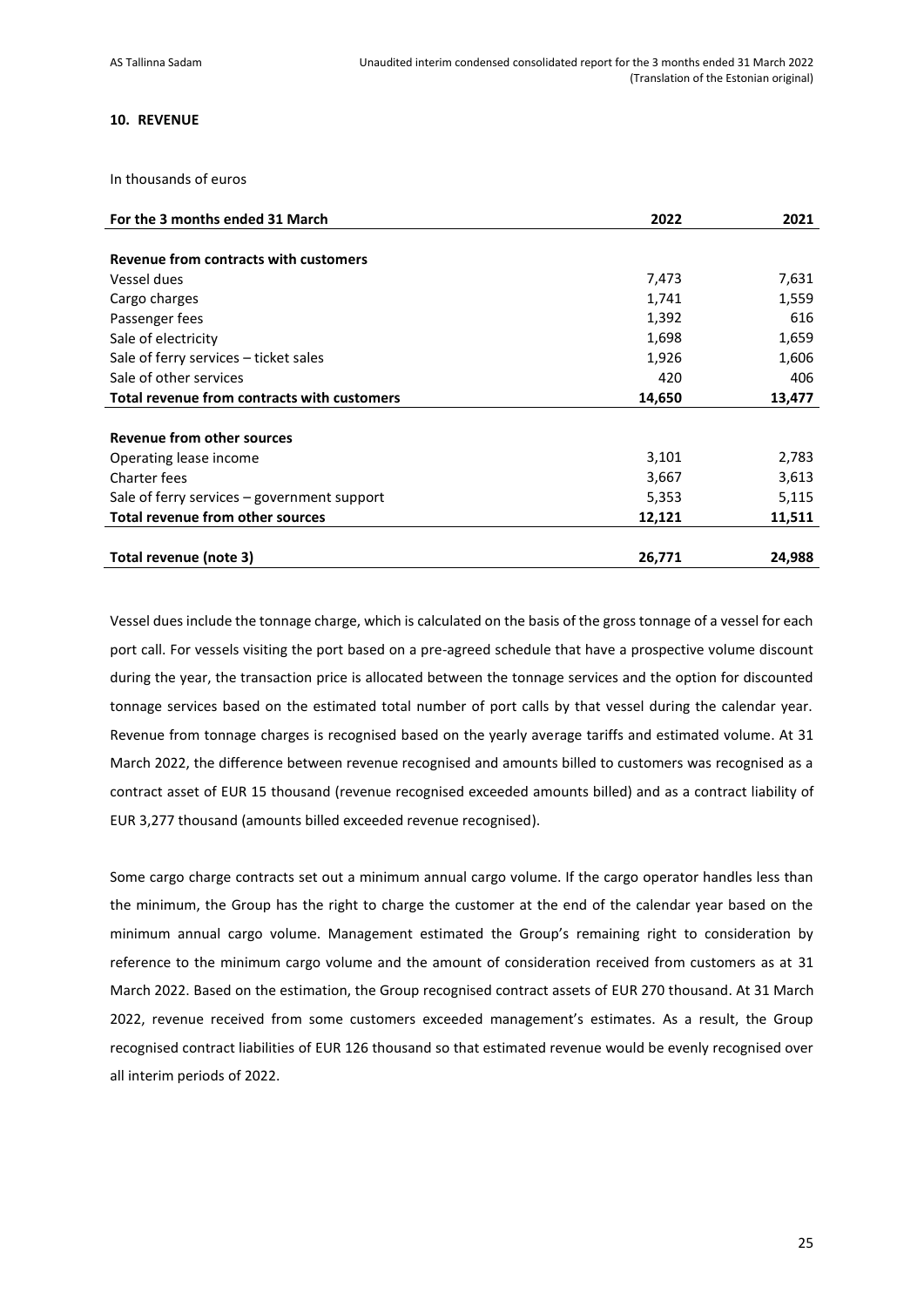## 10. REVENUE

In thousands of euros

| For the 3 months ended 31 March | 2022 | 2021 |
|---|---|---|
| **Revenue from contracts with customers** | | |
| Vessel dues | 7,473 | 7,631 |
| Cargo charges | 1,741 | 1,559 |
| Passenger fees | 1,392 | 616 |
| Sale of electricity | 1,698 | 1,659 |
| Sale of ferry services – ticket sales | 1,926 | 1,606 |
| Sale of other services | 420 | 406 |
| **Total revenue from contracts with customers** | **14,650** | **13,477** |
| **Revenue from other sources** | | |
| Operating lease income | 3,101 | 2,783 |
| Charter fees | 3,667 | 3,613 |
| Sale of ferry services – government support | 5,353 | 5,115 |
| **Total revenue from other sources** | **12,121** | **11,511** |
| **Total revenue (note 3)** | **26,771** | **24,988** |

Vessel dues include the tonnage charge, which is calculated on the basis of the gross tonnage of a vessel for each port call. For vessels visiting the port based on a pre-agreed schedule that have a prospective volume discount during the year, the transaction price is allocated between the tonnage services and the option for discounted tonnage services based on the estimated total number of port calls by that vessel during the calendar year. Revenue from tonnage charges is recognised based on the yearly average tariffs and estimated volume. At 31 March 2022, the difference between revenue recognised and amounts billed to customers was recognised as a contract asset of EUR 15 thousand (revenue recognised exceeded amounts billed) and as a contract liability of EUR 3,277 thousand (amounts billed exceeded revenue recognised).

Some cargo charge contracts set out a minimum annual cargo volume. If the cargo operator handles less than the minimum, the Group has the right to charge the customer at the end of the calendar year based on the minimum annual cargo volume. Management estimated the Group's remaining right to consideration by reference to the minimum cargo volume and the amount of consideration received from customers as at 31 March 2022. Based on the estimation, the Group recognised contract assets of EUR 270 thousand. At 31 March 2022, revenue received from some customers exceeded management's estimates. As a result, the Group recognised contract liabilities of EUR 126 thousand so that estimated revenue would be evenly recognised over all interim periods of 2022.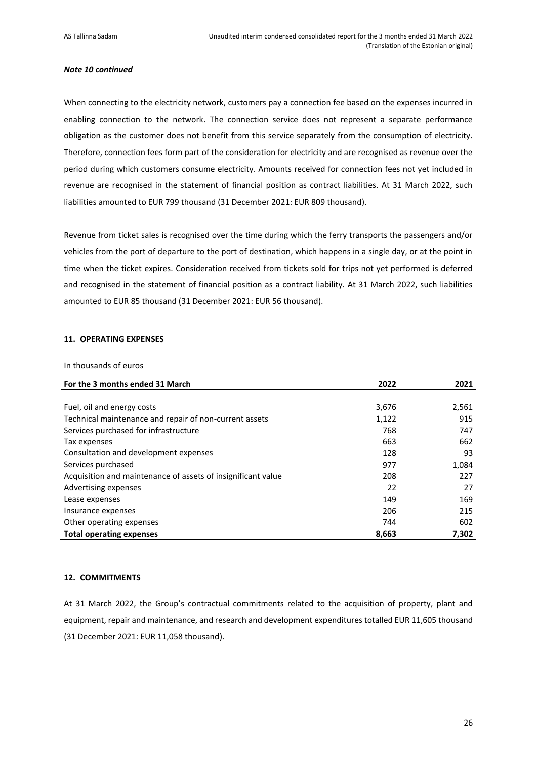***Note 10 continued***

When connecting to the electricity network, customers pay a connection fee based on the expenses incurred in enabling connection to the network. The connection service does not represent a separate performance obligation as the customer does not benefit from this service separately from the consumption of electricity. Therefore, connection fees form part of the consideration for electricity and are recognised as revenue over the period during which customers consume electricity. Amounts received for connection fees not yet included in revenue are recognised in the statement of financial position as contract liabilities. At 31 March 2022, such liabilities amounted to EUR 799 thousand (31 December 2021: EUR 809 thousand).

Revenue from ticket sales is recognised over the time during which the ferry transports the passengers and/or vehicles from the port of departure to the port of destination, which happens in a single day, or at the point in time when the ticket expires. Consideration received from tickets sold for trips not yet performed is deferred and recognised in the statement of financial position as a contract liability. At 31 March 2022, such liabilities amounted to EUR 85 thousand (31 December 2021: EUR 56 thousand).

## 11. OPERATING EXPENSES

In thousands of euros

| For the 3 months ended 31 March | 2022 | 2021 |
|---|---|---|
| Fuel, oil and energy costs | 3,676 | 2,561 |
| Technical maintenance and repair of non-current assets | 1,122 | 915 |
| Services purchased for infrastructure | 768 | 747 |
| Tax expenses | 663 | 662 |
| Consultation and development expenses | 128 | 93 |
| Services purchased | 977 | 1,084 |
| Acquisition and maintenance of assets of insignificant value | 208 | 227 |
| Advertising expenses | 22 | 27 |
| Lease expenses | 149 | 169 |
| Insurance expenses | 206 | 215 |
| Other operating expenses | 744 | 602 |
| **Total operating expenses** | **8,663** | **7,302** |

## 12. COMMITMENTS

At 31 March 2022, the Group's contractual commitments related to the acquisition of property, plant and equipment, repair and maintenance, and research and development expenditures totalled EUR 11,605 thousand (31 December 2021: EUR 11,058 thousand).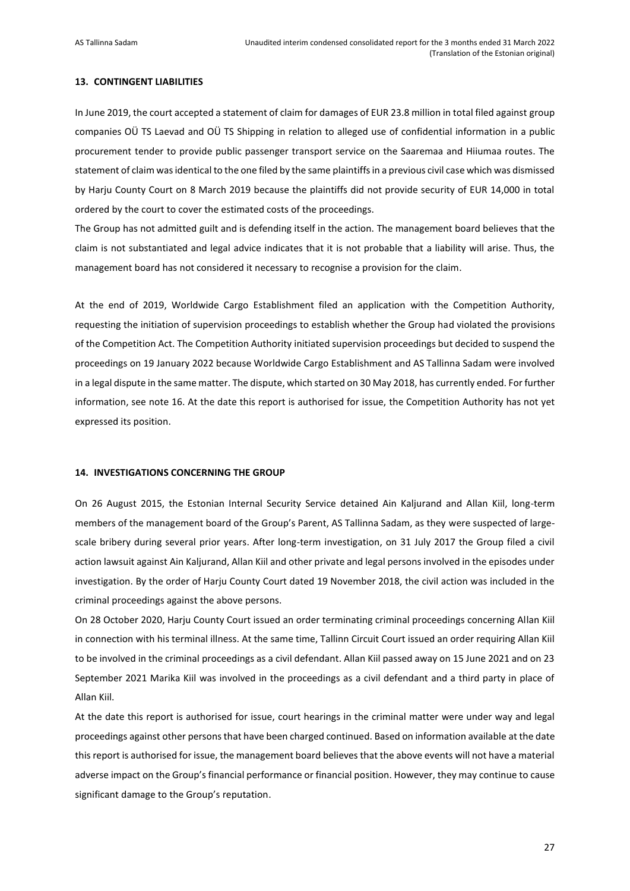## 13. CONTINGENT LIABILITIES

In June 2019, the court accepted a statement of claim for damages of EUR 23.8 million in total filed against group companies OÜ TS Laevad and OÜ TS Shipping in relation to alleged use of confidential information in a public procurement tender to provide public passenger transport service on the Saaremaa and Hiiumaa routes. The statement of claim was identical to the one filed by the same plaintiffs in a previous civil case which was dismissed by Harju County Court on 8 March 2019 because the plaintiffs did not provide security of EUR 14,000 in total ordered by the court to cover the estimated costs of the proceedings.

The Group has not admitted guilt and is defending itself in the action. The management board believes that the claim is not substantiated and legal advice indicates that it is not probable that a liability will arise. Thus, the management board has not considered it necessary to recognise a provision for the claim.

At the end of 2019, Worldwide Cargo Establishment filed an application with the Competition Authority, requesting the initiation of supervision proceedings to establish whether the Group had violated the provisions of the Competition Act. The Competition Authority initiated supervision proceedings but decided to suspend the proceedings on 19 January 2022 because Worldwide Cargo Establishment and AS Tallinna Sadam were involved in a legal dispute in the same matter. The dispute, which started on 30 May 2018, has currently ended. For further information, see note 16. At the date this report is authorised for issue, the Competition Authority has not yet expressed its position.

## 14. INVESTIGATIONS CONCERNING THE GROUP

On 26 August 2015, the Estonian Internal Security Service detained Ain Kaljurand and Allan Kiil, long-term members of the management board of the Group's Parent, AS Tallinna Sadam, as they were suspected of large-scale bribery during several prior years. After long-term investigation, on 31 July 2017 the Group filed a civil action lawsuit against Ain Kaljurand, Allan Kiil and other private and legal persons involved in the episodes under investigation. By the order of Harju County Court dated 19 November 2018, the civil action was included in the criminal proceedings against the above persons.

On 28 October 2020, Harju County Court issued an order terminating criminal proceedings concerning Allan Kiil in connection with his terminal illness. At the same time, Tallinn Circuit Court issued an order requiring Allan Kiil to be involved in the criminal proceedings as a civil defendant. Allan Kiil passed away on 15 June 2021 and on 23 September 2021 Marika Kiil was involved in the proceedings as a civil defendant and a third party in place of Allan Kiil.

At the date this report is authorised for issue, court hearings in the criminal matter were under way and legal proceedings against other persons that have been charged continued. Based on information available at the date this report is authorised for issue, the management board believes that the above events will not have a material adverse impact on the Group's financial performance or financial position. However, they may continue to cause significant damage to the Group's reputation.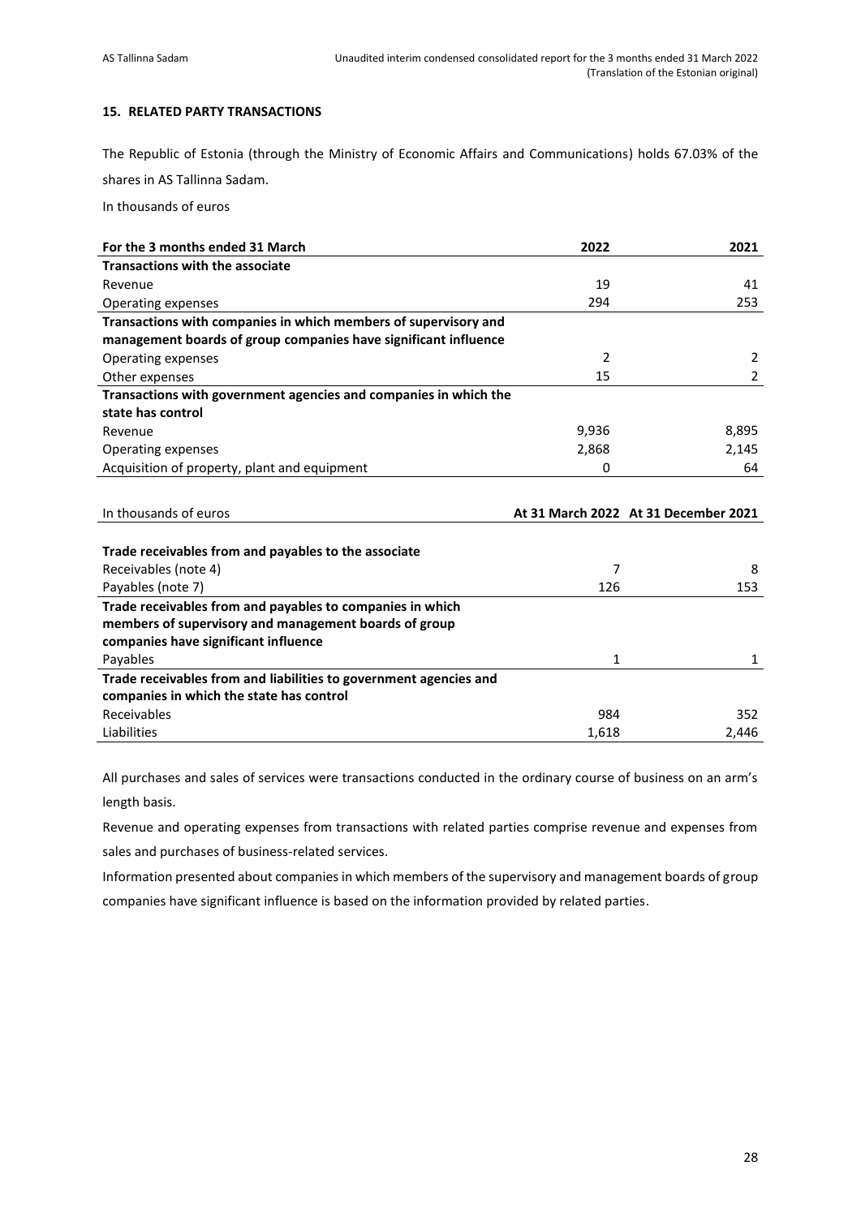## 15. RELATED PARTY TRANSACTIONS

The Republic of Estonia (through the Ministry of Economic Affairs and Communications) holds 67.03% of the shares in AS Tallinna Sadam.

In thousands of euros

| For the 3 months ended 31 March | 2022 | 2021 |
|---|---|---|
| **Transactions with the associate** | | |
| Revenue | 19 | 41 |
| Operating expenses | 294 | 253 |
| **Transactions with companies in which members of supervisory and management boards of group companies have significant influence** | | |
| Operating expenses | 2 | 2 |
| Other expenses | 15 | 2 |
| **Transactions with government agencies and companies in which the state has control** | | |
| Revenue | 9,936 | 8,895 |
| Operating expenses | 2,868 | 2,145 |
| Acquisition of property, plant and equipment | 0 | 64 |

| In thousands of euros | At 31 March 2022 | At 31 December 2021 |
|---|---|---|
| **Trade receivables from and payables to the associate** | | |
| Receivables (note 4) | 7 | 8 |
| Payables (note 7) | 126 | 153 |
| **Trade receivables from and payables to companies in which members of supervisory and management boards of group companies have significant influence** | | |
| Payables | 1 | 1 |
| **Trade receivables from and liabilities to government agencies and companies in which the state has control** | | |
| Receivables | 984 | 352 |
| Liabilities | 1,618 | 2,446 |

All purchases and sales of services were transactions conducted in the ordinary course of business on an arm's length basis.

Revenue and operating expenses from transactions with related parties comprise revenue and expenses from sales and purchases of business-related services.

Information presented about companies in which members of the supervisory and management boards of group companies have significant influence is based on the information provided by related parties.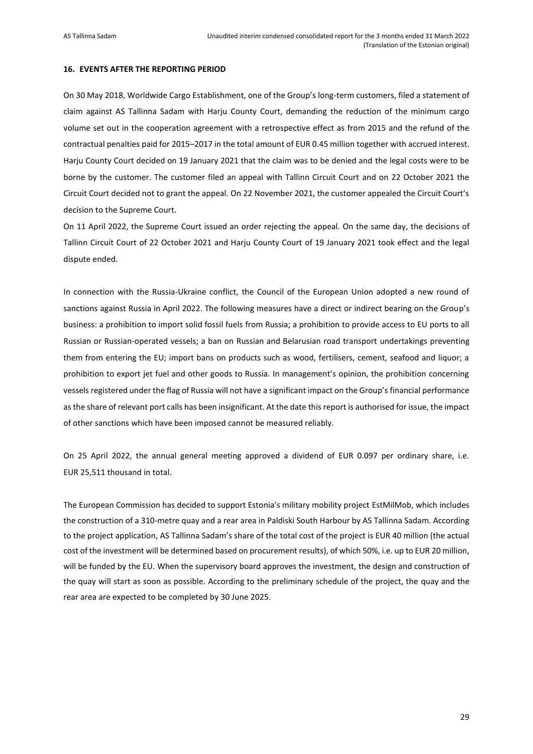## 16. EVENTS AFTER THE REPORTING PERIOD

On 30 May 2018, Worldwide Cargo Establishment, one of the Group's long-term customers, filed a statement of claim against AS Tallinna Sadam with Harju County Court, demanding the reduction of the minimum cargo volume set out in the cooperation agreement with a retrospective effect as from 2015 and the refund of the contractual penalties paid for 2015–2017 in the total amount of EUR 0.45 million together with accrued interest. Harju County Court decided on 19 January 2021 that the claim was to be denied and the legal costs were to be borne by the customer. The customer filed an appeal with Tallinn Circuit Court and on 22 October 2021 the Circuit Court decided not to grant the appeal. On 22 November 2021, the customer appealed the Circuit Court's decision to the Supreme Court.

On 11 April 2022, the Supreme Court issued an order rejecting the appeal. On the same day, the decisions of Tallinn Circuit Court of 22 October 2021 and Harju County Court of 19 January 2021 took effect and the legal dispute ended.

In connection with the Russia-Ukraine conflict, the Council of the European Union adopted a new round of sanctions against Russia in April 2022. The following measures have a direct or indirect bearing on the Group's business: a prohibition to import solid fossil fuels from Russia; a prohibition to provide access to EU ports to all Russian or Russian-operated vessels; a ban on Russian and Belarusian road transport undertakings preventing them from entering the EU; import bans on products such as wood, fertilisers, cement, seafood and liquor; a prohibition to export jet fuel and other goods to Russia. In management's opinion, the prohibition concerning vessels registered under the flag of Russia will not have a significant impact on the Group's financial performance as the share of relevant port calls has been insignificant. At the date this report is authorised for issue, the impact of other sanctions which have been imposed cannot be measured reliably.

On 25 April 2022, the annual general meeting approved a dividend of EUR 0.097 per ordinary share, i.e. EUR 25,511 thousand in total.

The European Commission has decided to support Estonia's military mobility project EstMilMob, which includes the construction of a 310-metre quay and a rear area in Paldiski South Harbour by AS Tallinna Sadam. According to the project application, AS Tallinna Sadam's share of the total cost of the project is EUR 40 million (the actual cost of the investment will be determined based on procurement results), of which 50%, i.e. up to EUR 20 million, will be funded by the EU. When the supervisory board approves the investment, the design and construction of the quay will start as soon as possible. According to the preliminary schedule of the project, the quay and the rear area are expected to be completed by 30 June 2025.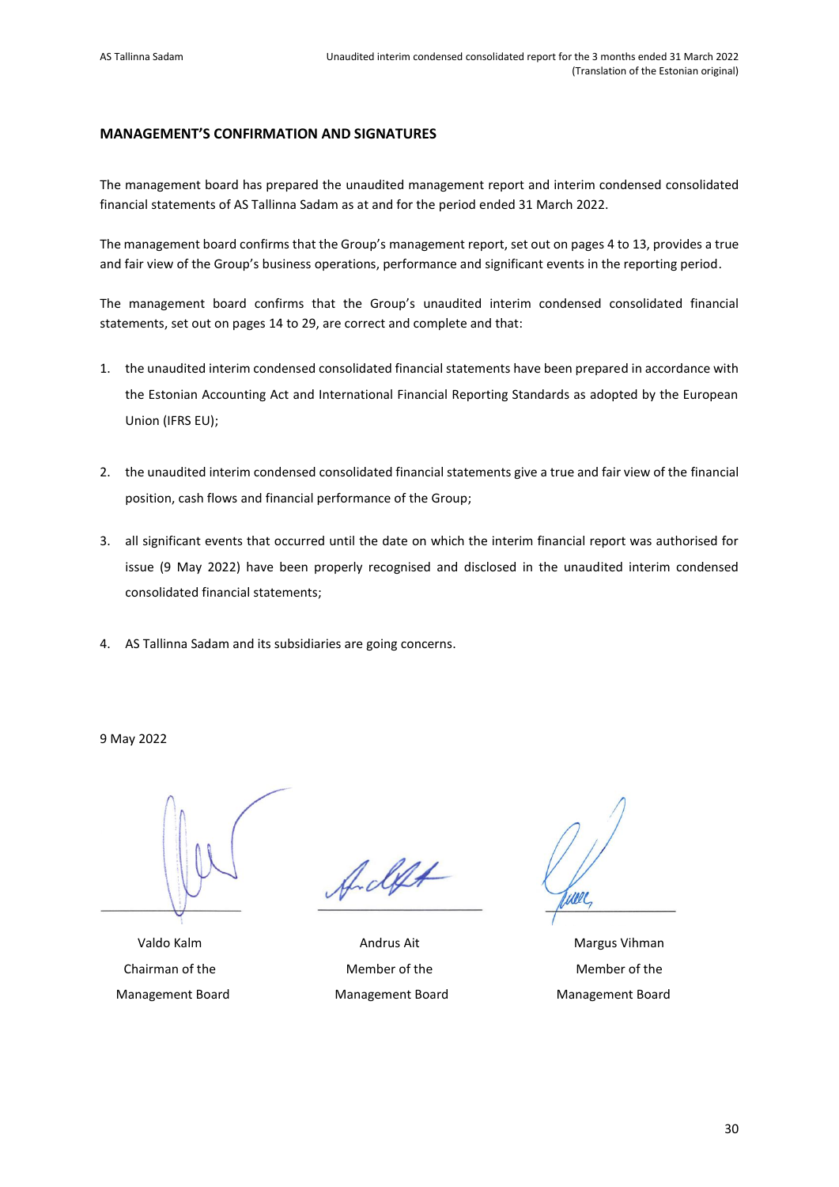## MANAGEMENT'S CONFIRMATION AND SIGNATURES

The management board has prepared the unaudited management report and interim condensed consolidated financial statements of AS Tallinna Sadam as at and for the period ended 31 March 2022.

The management board confirms that the Group's management report, set out on pages 4 to 13, provides a true and fair view of the Group's business operations, performance and significant events in the reporting period.

The management board confirms that the Group's unaudited interim condensed consolidated financial statements, set out on pages 14 to 29, are correct and complete and that:

1. the unaudited interim condensed consolidated financial statements have been prepared in accordance with the Estonian Accounting Act and International Financial Reporting Standards as adopted by the European Union (IFRS EU);

2. the unaudited interim condensed consolidated financial statements give a true and fair view of the financial position, cash flows and financial performance of the Group;

3. all significant events that occurred until the date on which the interim financial report was authorised for issue (9 May 2022) have been properly recognised and disclosed in the unaudited interim condensed consolidated financial statements;

4. AS Tallinna Sadam and its subsidiaries are going concerns.

9 May 2022

| | | |
|---|---|---|
| Valdo Kalm | Andrus Ait | Margus Vihman |
| Chairman of the Management Board | Member of the Management Board | Member of the Management Board |